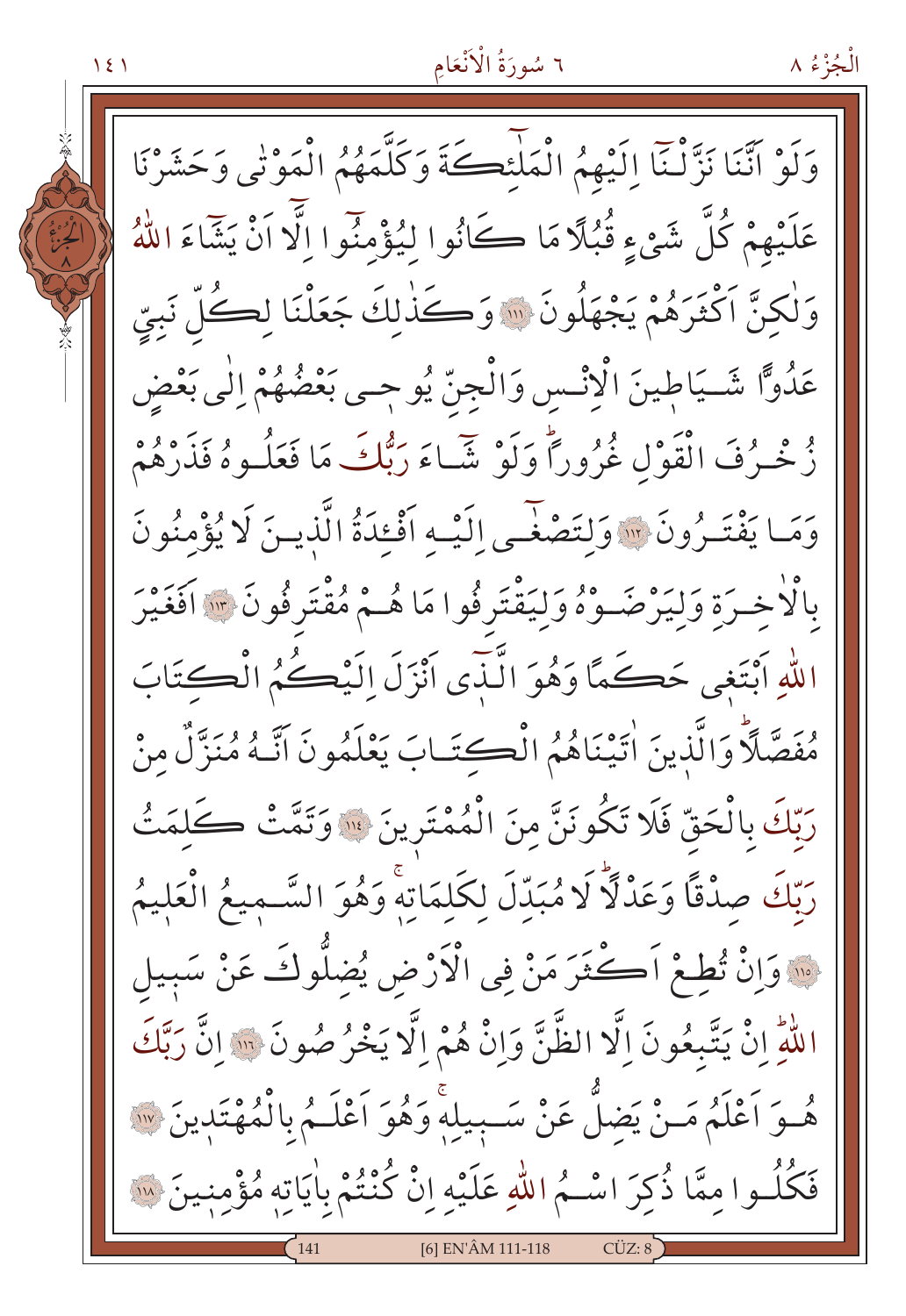وَلَوْ اَنَّنَا نَزَّلْنَٓا اِلَيْهِمُ الْمَلٰٓئِكَةَ وَكَلَّمَهُمُ الْمَوْتٰى وَحَشَرْنَا عَلَيْهِمْ كُلَّ شَيْءٍ قُبُلًا مَا كَانُوا لِيُؤْمِنُٓوا اِلَّٓا اَنْ يَشَٓاءَ اللّٰهُ وَلٰكِنَّ اَكْثَرَهُمْ يَجْهَلُونَ ﴿١١١﴾ وَكَذٰلِكَ جَعَلْنَا لِكُلِّ نَبِيٍّ عَدُوًّا شَيَاطِينَ الْاِنْسِ وَالْجِنِّ يُوحِي بَعْضُهُمْ اِلٰى بَعْضٍ زُخْرُفَ الْقَوْلِ غُرُوراًۜ وَلَوْ شَٓاءَ رَبُّكَ مَا فَعَلُوهُ فَذَرْهُمْ وَمَا يَفْتَرُونَ ﴿١١٢﴾ وَلِتَصْغٰٓى اِلَيْهِ اَفْئِدَةُ الَّذِينَ لَا يُؤْمِنُونَ بِالْاٰخِرَةِ وَلِيَرْضَوْهُ وَلِيَقْتَرِفُوا مَا هُمْ مُقْتَرِفُونَ ﴿١١٣﴾ اَفَغَيْرَ اللّٰهِ اَبْتَغِي حَكَمًا وَهُوَ الَّذٖٓي اَنْزَلَ اِلَيْكُمُ الْكِتَابَ مُفَصَّلًاۜ وَالَّذِينَ اٰتَيْنَاهُمُ الْكِتَابَ يَعْلَمُونَ اَنَّهُ مُنَزَّلٌ مِنْ رَبِّكَ بِالْحَقِّ فَلَا تَكُونَنَّ مِنَ الْمُمْتَرِينَ ﴿١١٤﴾ وَتَمَّتْ كَلِمَتُ رَبِّكَ صِدْقًا وَعَدْلًاۜ لَا مُبَدِّلَ لِكَلِمَاتِهٖۚ وَهُوَ السَّمِيعُ الْعَلِيمُ ﴿١١٥﴾ وَاِنْ تُطِعْ اَكْثَرَ مَنْ فِي الْاَرْضِ يُضِلُّوكَ عَنْ سَبِيلِ اللّٰهِۜ اِنْ يَتَّبِعُونَ اِلَّا الظَّنَّ وَاِنْ هُمْ اِلَّا يَخْرُصُونَ ﴿١١٦﴾ اِنَّ رَبَّكَ هُوَ اَعْلَمُ مَنْ يَضِلُّ عَنْ سَبِيلِهٖۚ وَهُوَ اَعْلَمُ بِالْمُهْتَدِينَ ﴿١١٧﴾ فَكُلُوا مِمَّا ذُكِرَ اسْمُ اللّٰهِ عَلَيْهِ اِنْ كُنْتُمْ بِاٰيَاتِهٖ مُؤْمِنِينَ ﴿١١٨﴾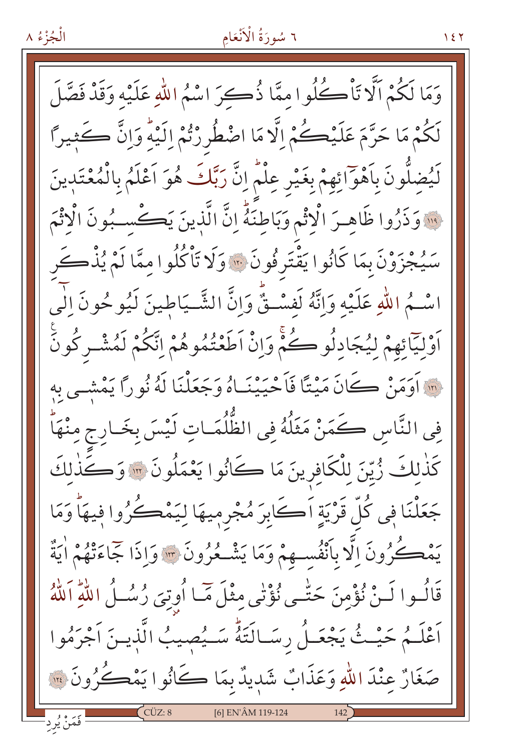وَمَا لَكُمْ اَلَّا تَاْكُلُوا مِمَّا ذُكِرَ اسْمُ اللّٰهِ عَلَيْهِ وَقَدْ فَصَّلَ
لَكُمْ مَا حَرَّمَ عَلَيْكُمْ اِلَّا مَا اضْطُرِرْتُمْ اِلَيْهِۜ وَاِنَّ كَث۪يرًا
لَيُضِلُّونَ بِاَهْوَٓائِهِمْ بِغَيْرِ عِلْمٍۜ اِنَّ رَبَّكَ هُوَ اَعْلَمُ بِالْمُعْتَد۪ينَ
﴿١١٩﴾ وَذَرُوا ظَاهِرَ الْاِثْمِ وَبَاطِنَهُۜ اِنَّ الَّذ۪ينَ يَكْسِبُونَ الْاِثْمَ
سَيُجْزَوْنَ بِمَا كَانُوا يَقْتَرِفُونَ ﴿١٢٠﴾ وَلَا تَاْكُلُوا مِمَّا لَمْ يُذْكَرِ
اسْمُ اللّٰهِ عَلَيْهِ وَاِنَّهُ لَفِسْقٌۜ وَاِنَّ الشَّيَاط۪ينَ لَيُوحُونَ اِلٰٓى
اَوْلِيَٓائِهِمْ لِيُجَادِلُوكُمْۚ وَاِنْ اَطَعْتُمُوهُمْ اِنَّكُمْ لَمُشْرِكُونَ
﴿١٢١﴾ اَوَمَنْ كَانَ مَيْتًا فَاَحْيَيْنَاهُ وَجَعَلْنَا لَهُ نُورًا يَمْش۪ي بِه۪
فِي النَّاسِ كَمَنْ مَثَلُهُ فِي الظُّلُمَاتِ لَيْسَ بِخَارِجٍ مِنْهَاۜ
كَذٰلِكَ زُيِّنَ لِلْكَافِر۪ينَ مَا كَانُوا يَعْمَلُونَ ﴿١٢٢﴾ وَكَذٰلِكَ
جَعَلْنَا ف۪ي كُلِّ قَرْيَةٍ اَكَابِرَ مُجْرِم۪يهَا لِيَمْكُرُوا ف۪يهَاۜ وَمَا
يَمْكُرُونَ اِلَّا بِاَنْفُسِهِمْ وَمَا يَشْعُرُونَ ﴿١٢٣﴾ وَاِذَا جَٓاءَتْهُمْ اٰيَةٌ
قَالُوا لَنْ نُؤْمِنَ حَتّٰى نُؤْتٰى مِثْلَ مَٓا اُو۫تِيَ رُسُلُ اللّٰهِۜ اَللّٰهُ
اَعْلَمُ حَيْثُ يَجْعَلُ رِسَالَتَهُۜ سَيُص۪يبُ الَّذ۪ينَ اَجْرَمُوا
صَغَارٌ عِنْدَ اللّٰهِ وَعَذَابٌ شَد۪يدٌ بِمَا كَانُوا يَمْكُرُونَ ﴿١٢٤﴾

فَمَنْ يُرِدِ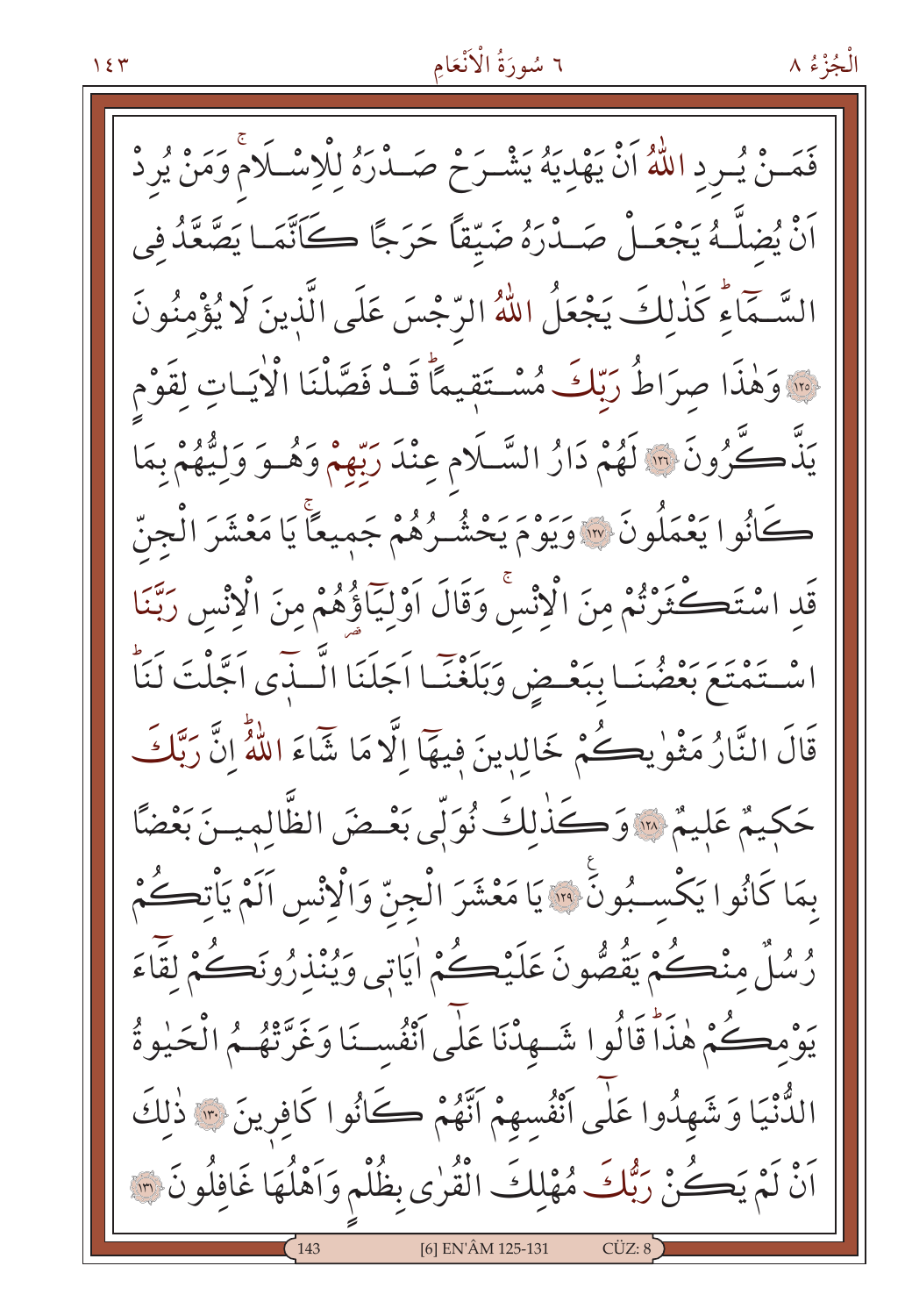فَمَنْ يُرِدِ اللّٰهُ اَنْ يَهْدِيَهُ يَشْرَحْ صَدْرَهُ لِلْاِسْلَامِۚ وَمَنْ يُرِدْ اَنْ يُضِلَّهُ يَجْعَلْ صَدْرَهُ ضَيِّقاً حَرَجاً كَاَنَّمَا يَصَّعَّدُ فِي السَّمَٓاءِۜ كَذٰلِكَ يَجْعَلُ اللّٰهُ الرِّجْسَ عَلَى الَّذِينَ لَا يُؤْمِنُونَ ﴿١٢٥﴾ وَهٰذَا صِرَاطُ رَبِّكَ مُسْتَقِيماًۜ قَدْ فَصَّلْنَا الْاٰيَاتِ لِقَوْمٍ يَذَّكَّرُونَ ﴿١٢٦﴾ لَهُمْ دَارُ السَّلَامِ عِنْدَ رَبِّهِمْ وَهُوَ وَلِيُّهُمْ بِمَا كَانُوا يَعْمَلُونَ ﴿١٢٧﴾ وَيَوْمَ يَحْشُرُهُمْ جَمِيعاًۚ يَا مَعْشَرَ الْجِنِّ قَدِ اسْتَكْثَرْتُمْ مِنَ الْاِنْسِۚ وَقَالَ اَوْلِيَٓاؤُهُمْ مِنَ الْاِنْسِ رَبَّنَا اسْتَمْتَعَ بَعْضُنَا بِبَعْضٍ وَبَلَغْنَٓا اَجَلَنَا الَّذٓي اَجَّلْتَ لَنَاۜ قَالَ النَّارُ مَثْوٰيكُمْ خَالِدِينَ فِيهَٓا اِلَّا مَا شَٓاءَ اللّٰهُۜ اِنَّ رَبَّكَ حَكِيمٌ عَلِيمٌ ﴿١٢٨﴾ وَكَذٰلِكَ نُوَلِّي بَعْضَ الظَّالِمِينَ بَعْضاً بِمَا كَانُوا يَكْسِبُونَ ﴿١٢٩﴾ يَا مَعْشَرَ الْجِنِّ وَالْاِنْسِ اَلَمْ يَأْتِكُمْ رُسُلٌ مِنْكُمْ يَقُصُّونَ عَلَيْكُمْ اٰيَاتِي وَيُنْذِرُونَكُمْ لِقَٓاءَ يَوْمِكُمْ هٰذَاۜ قَالُوا شَهِدْنَا عَلٰٓى اَنْفُسِنَا وَغَرَّتْهُمُ الْحَيٰوةُ الدُّنْيَا وَشَهِدُوا عَلٰٓى اَنْفُسِهِمْ اَنَّهُمْ كَانُوا كَافِرِينَ ﴿١٣٠﴾ ذٰلِكَ اَنْ لَمْ يَكُنْ رَبُّكَ مُهْلِكَ الْقُرٰى بِظُلْمٍ وَاَهْلُهَا غَافِلُونَ ﴿١٣١﴾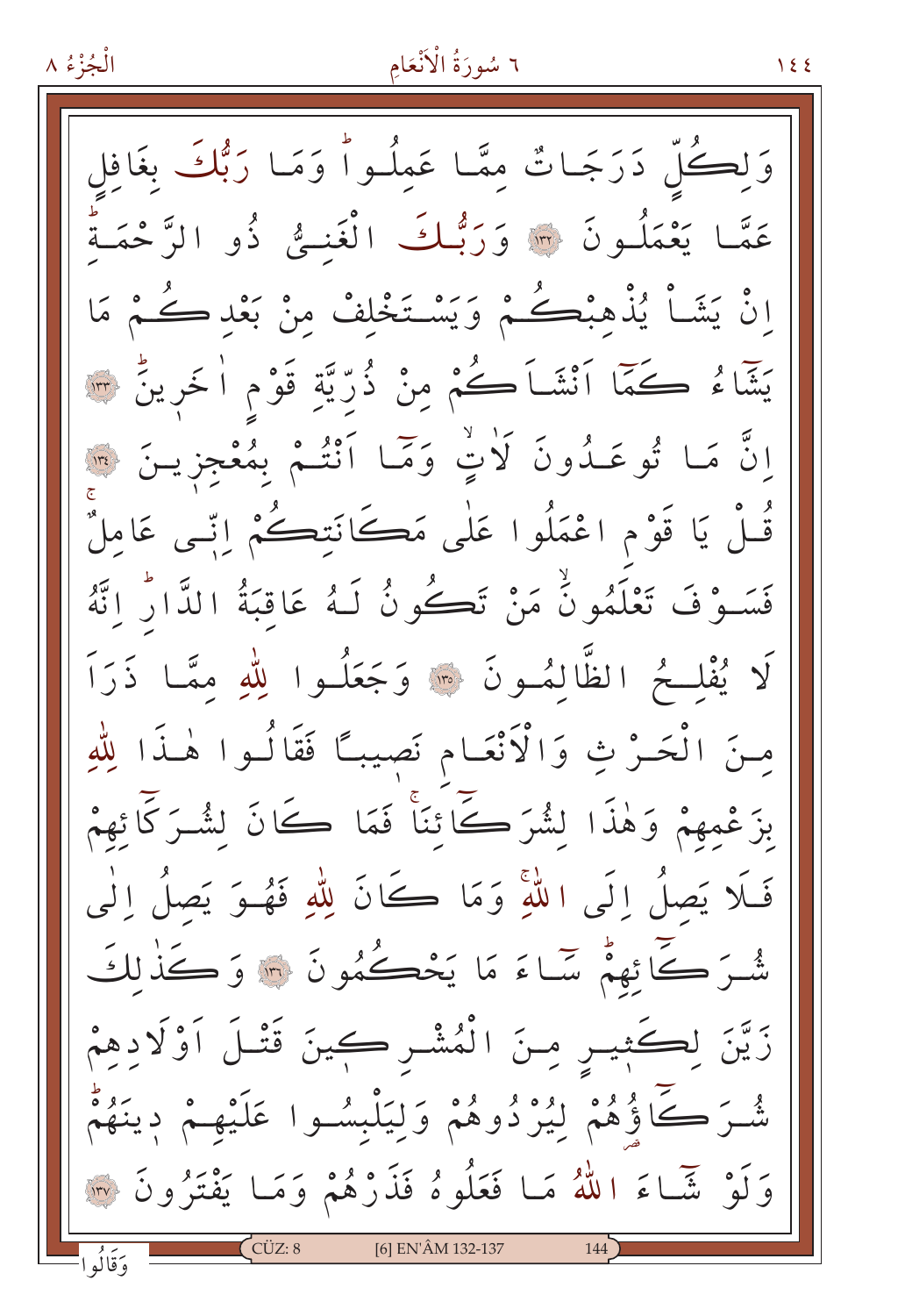وَلِكُلٍّ دَرَجَاتٌ مِمَّا عَمِلُواۜ وَمَا رَبُّكَ بِغَافِلٍ عَمَّا يَعْمَلُونَ ﴿١٣٢﴾ وَرَبُّكَ الْغَنِيُّ ذُو الرَّحْمَةِۜ اِنْ يَشَأْ يُذْهِبْكُمْ وَيَسْتَخْلِفْ مِنْ بَعْدِكُمْ مَا يَشَٓاءُ كَمَٓا اَنْشَاَكُمْ مِنْ ذُرِّيَّةِ قَوْمٍ اٰخَرِينَۜ ﴿١٣٣﴾ اِنَّ مَا تُوعَدُونَ لَاٰتٍۙ وَمَٓا اَنْتُمْ بِمُعْجِزِينَ ﴿١٣٤﴾ قُلْ يَا قَوْمِ اعْمَلُوا عَلٰى مَكَانَتِكُمْ اِنّ۪ي عَامِلٌۚ فَسَوْفَ تَعْلَمُونَۙ مَنْ تَكُونُ لَهُ عَاقِبَةُ الدَّارِۜ اِنَّهُ لَا يُفْلِحُ الظَّالِمُونَ ﴿١٣٥﴾ وَجَعَلُوا لِلّٰهِ مِمَّا ذَرَاَ مِنَ الْحَرْثِ وَالْاَنْعَامِ نَص۪يبًا فَقَالُوا هٰذَا لِلّٰهِ بِزَعْمِهِمْ وَهٰذَا لِشُرَكَٓائِنَاۚ فَمَا كَانَ لِشُرَكَٓائِهِمْ فَلَا يَصِلُ اِلَى اللّٰهِۚ وَمَا كَانَ لِلّٰهِ فَهُوَ يَصِلُ اِلٰى شُرَكَٓائِهِمْۜ سَٓاءَ مَا يَحْكُمُونَ ﴿١٣٦﴾ وَكَذٰلِكَ زَيَّنَ لِكَث۪يرٍ مِنَ الْمُشْرِك۪ينَ قَتْلَ اَوْلَادِهِمْ شُرَكَٓاؤُهُمْ لِيُرْدُوهُمْ وَلِيَلْبِسُوا عَلَيْهِمْ د۪ينَهُمْۜ وَلَوْ شَٓاءَ اللّٰهُ مَا فَعَلُوهُ فَذَرْهُمْ وَمَا يَفْتَرُونَ ﴿١٣٧﴾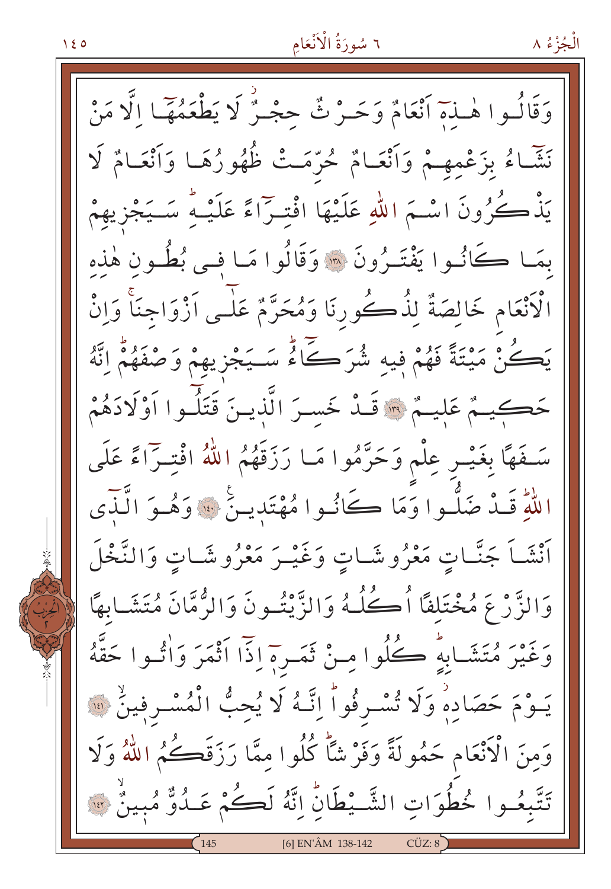وَقَالُوا هٰذِهٖٓ اَنْعَامٌ وَحَرْثٌ حِجْرٌ لَا يَطْعَمُهَٓا اِلَّا مَنْ نَشَٓاءُ بِزَعْمِهِمْ وَاَنْعَامٌ حُرِّمَتْ ظُهُورُهَا وَاَنْعَامٌ لَا يَذْكُرُونَ اسْمَ اللّٰهِ عَلَيْهَا افْتِرَٓاءً عَلَيْهِۜ سَيَجْزِيهِمْ بِمَا كَانُوا يَفْتَرُونَ ﴿١٣٨﴾ وَقَالُوا مَا فِي بُطُونِ هٰذِهِ الْاَنْعَامِ خَالِصَةٌ لِذُكُورِنَا وَمُحَرَّمٌ عَلٰٓى اَزْوَاجِنَاۚ وَاِنْ يَكُنْ مَيْتَةً فَهُمْ فِيهِ شُرَكَٓاءُۜ سَيَجْزِيهِمْ وَصْفَهُمْۜ اِنَّهُ حَكِيمٌ عَلِيمٌ ﴿١٣٩﴾ قَدْ خَسِرَ الَّذِينَ قَتَلُٓوا اَوْلَادَهُمْ سَفَهًا بِغَيْرِ عِلْمٍ وَحَرَّمُوا مَا رَزَقَهُمُ اللّٰهُ افْتِرَٓاءً عَلَى اللّٰهِۜ قَدْ ضَلُّوا وَمَا كَانُوا مُهْتَدِينَ ﴿١٤٠﴾ وَهُوَ الَّذٖٓي اَنْشَاَ جَنَّاتٍ مَعْرُوشَاتٍ وَغَيْرَ مَعْرُوشَاتٍ وَالنَّخْلَ وَالزَّرْعَ مُخْتَلِفًا اُكُلُهُ وَالزَّيْتُونَ وَالرُّمَّانَ مُتَشَابِهًا وَغَيْرَ مُتَشَابِهٍۜ كُلُوا مِنْ ثَمَرِهٖٓ اِذَٓا اَثْمَرَ وَاٰتُوا حَقَّهُ يَوْمَ حَصَادِهٖ وَلَا تُسْرِفُواۜ اِنَّهُ لَا يُحِبُّ الْمُسْرِفِينَ ﴿١٤١﴾ وَمِنَ الْاَنْعَامِ حَمُولَةً وَفَرْشًاۜ كُلُوا مِمَّا رَزَقَكُمُ اللّٰهُ وَلَا تَتَّبِعُوا خُطُوَاتِ الشَّيْطَانِۜ اِنَّهُ لَكُمْ عَدُوٌّ مُبِينٌ ﴿١٤٢﴾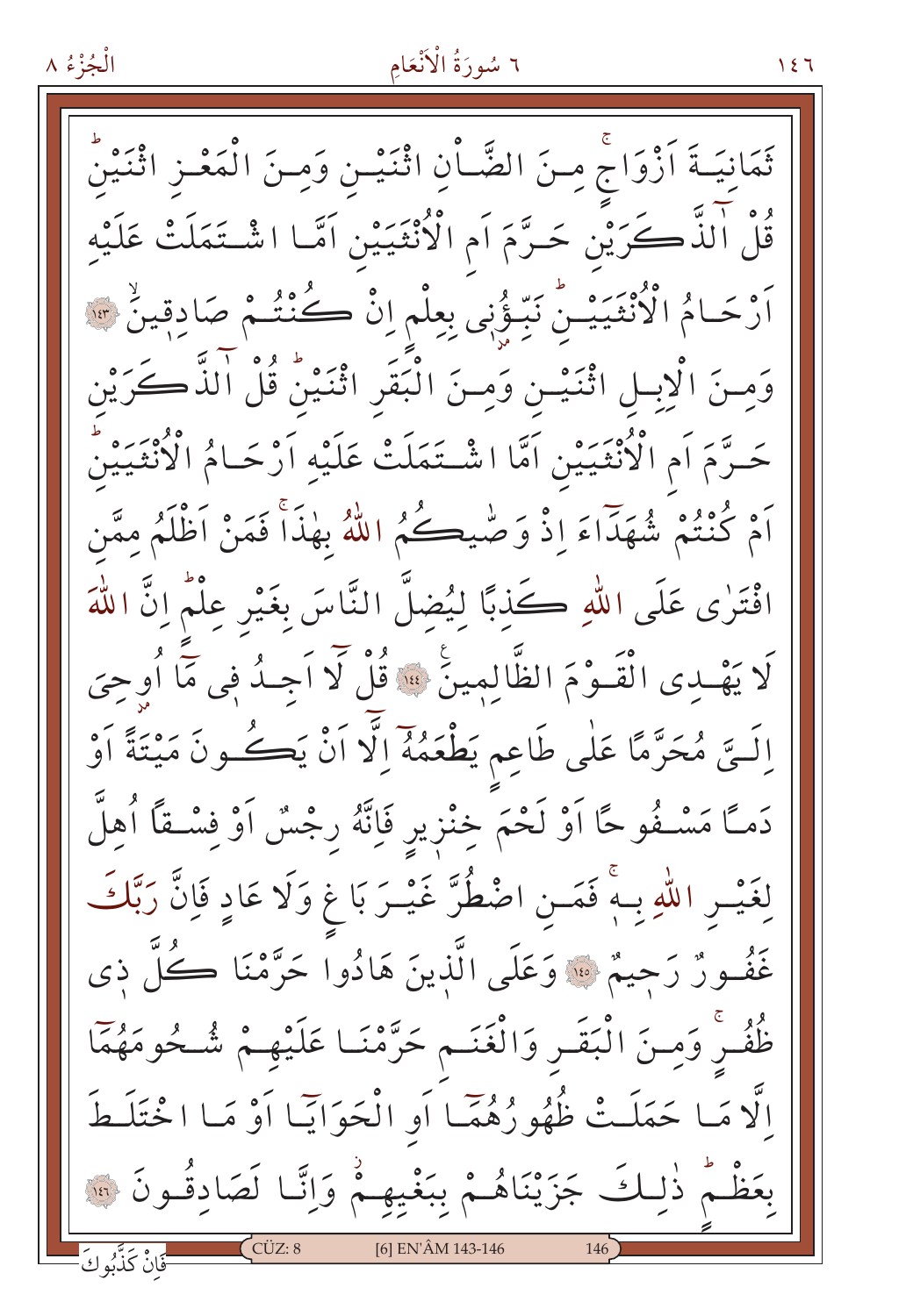ثَمَانِيَةَ اَزْوَاجٍۚ مِنَ الضَّاْنِ اثْنَيْنِ وَمِنَ الْمَعْزِ اثْنَيْنِۜ قُلْ آٰلذَّكَرَيْنِ حَرَّمَ اَمِ الْاُنْثَيَيْنِ اَمَّا اشْتَمَلَتْ عَلَيْهِ اَرْحَامُ الْاُنْثَيَيْنِۜ نَبِّؤُ۫نِي بِعِلْمٍ اِنْ كُنْتُمْ صَادِقِينَۙ ﴿١٤٣﴾ وَمِنَ الْاِبِلِ اثْنَيْنِ وَمِنَ الْبَقَرِ اثْنَيْنِۜ قُلْ آٰلذَّكَرَيْنِ حَرَّمَ اَمِ الْاُنْثَيَيْنِ اَمَّا اشْتَمَلَتْ عَلَيْهِ اَرْحَامُ الْاُنْثَيَيْنِۜ اَمْ كُنْتُمْ شُهَدَٓاءَ اِذْ وَصّٰيكُمُ اللّٰهُ بِهٰذَاۚ فَمَنْ اَظْلَمُ مِمَّنِ افْتَرٰى عَلَى اللّٰهِ كَذِبًا لِيُضِلَّ النَّاسَ بِغَيْرِ عِلْمٍۜ اِنَّ اللّٰهَ لَا يَهْدِي الْقَوْمَ الظَّالِمِينَۜ ﴿١٤٤﴾ قُلْ لَٓا اَجِدُ فِي مَٓا اُو۫حِيَ اِلَيَّ مُحَرَّمًا عَلٰى طَاعِمٍ يَطْعَمُهُٓ اِلَّٓا اَنْ يَكُونَ مَيْتَةً اَوْ دَمًا مَسْفُوحًا اَوْ لَحْمَ خِنْزِيرٍ فَاِنَّهُ رِجْسٌ اَوْ فِسْقًا اُهِلَّ لِغَيْرِ اللّٰهِ بِهٖۚ فَمَنِ اضْطُرَّ غَيْرَ بَاغٍ وَلَا عَادٍ فَاِنَّ رَبَّكَ غَفُورٌ رَحِيمٌ ﴿١٤٥﴾ وَعَلَى الَّذِينَ هَادُوا حَرَّمْنَا كُلَّ ذِي ظُفُرٍۚ وَمِنَ الْبَقَرِ وَالْغَنَمِ حَرَّمْنَا عَلَيْهِمْ شُحُومَهُمَٓا اِلَّا مَا حَمَلَتْ ظُهُورُهُمَٓا اَوِ الْحَوَايَٓا اَوْ مَا اخْتَلَطَ بِعَظْمٍۜ ذٰلِكَ جَزَيْنَاهُمْ بِبَغْيِهِمْۘ وَاِنَّا لَصَادِقُونَ ﴿١٤٦﴾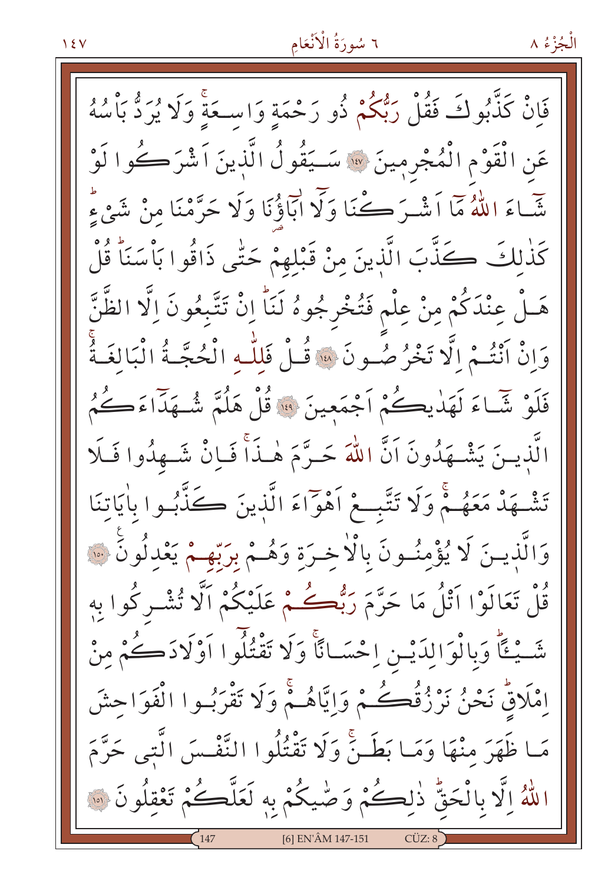فَاِنْ كَذَّبُوكَ فَقُلْ رَبُّكُمْ ذُو رَحْمَةٍ وَاسِعَةٍۚ وَلَا يُرَدُّ بَأْسُهُ عَنِ الْقَوْمِ الْمُجْرِمِينَ ﴿١٤٧﴾ سَيَقُولُ الَّذِينَ اَشْرَكُوا لَوْ شَٓاءَ اللّٰهُ مَٓا اَشْرَكْنَا وَلَٓا اٰبَٓاؤُ۬نَا وَلَا حَرَّمْنَا مِنْ شَيْءٍۜ كَذٰلِكَ كَذَّبَ الَّذِينَ مِنْ قَبْلِهِمْ حَتّٰى ذَاقُوا بَأْسَنَاۜ قُلْ هَلْ عِنْدَكُمْ مِنْ عِلْمٍ فَتُخْرِجُوهُ لَنَاۜ اِنْ تَتَّبِعُونَ اِلَّا الظَّنَّ وَاِنْ اَنْتُمْ اِلَّا تَخْرُصُونَ ﴿١٤٨﴾ قُلْ فَلِلّٰهِ الْحُجَّةُ الْبَالِغَةُۚ فَلَوْ شَٓاءَ لَهَدٰيكُمْ اَجْمَعِينَ ﴿١٤٩﴾ قُلْ هَلُمَّ شُهَدَٓاءَكُمُ الَّذِينَ يَشْهَدُونَ اَنَّ اللّٰهَ حَرَّمَ هٰذَاۚ فَاِنْ شَهِدُوا فَلَا تَشْهَدْ مَعَهُمْۚ وَلَا تَتَّبِعْ اَهْوَٓاءَ الَّذِينَ كَذَّبُوا بِاٰيَاتِنَا وَالَّذِينَ لَا يُؤْمِنُونَ بِالْاٰخِرَةِ وَهُمْ بِرَبِّهِمْ يَعْدِلُونَ ﴿١٥٠﴾ قُلْ تَعَالَوْا اَتْلُ مَا حَرَّمَ رَبُّكُمْ عَلَيْكُمْ اَلَّا تُشْرِكُوا بِه۪ شَيْـٔاً وَبِالْوَالِدَيْنِ اِحْسَاناًۚ وَلَا تَقْتُلُٓوا اَوْلَادَكُمْ مِنْ اِمْلَاقٍۜ نَحْنُ نَرْزُقُكُمْ وَاِيَّاهُمْۚ وَلَا تَقْرَبُوا الْفَوَاحِشَ مَا ظَهَرَ مِنْهَا وَمَا بَطَنَۚ وَلَا تَقْتُلُوا النَّفْسَ الَّت۪ي حَرَّمَ اللّٰهُ اِلَّا بِالْحَقِّۜ ذٰلِكُمْ وَصّٰيكُمْ بِه۪ لَعَلَّكُمْ تَعْقِلُونَ ﴿١٥١﴾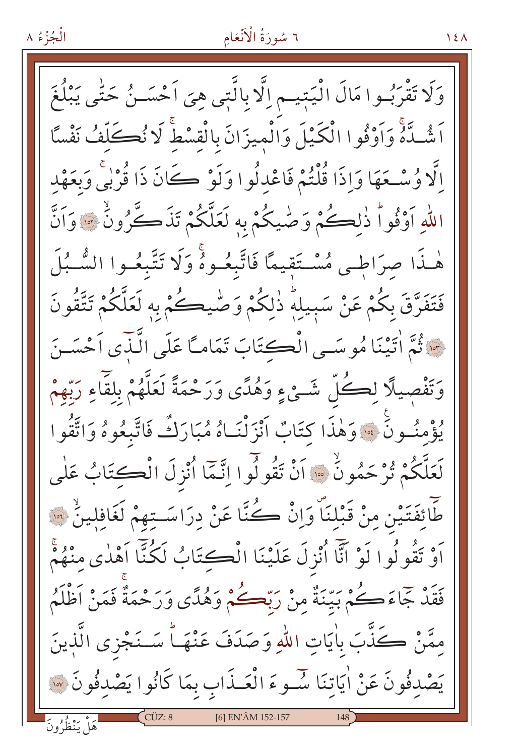وَلَا تَقْرَبُوا مَالَ الْيَتِيمِ اِلَّا بِالَّتِي هِيَ اَحْسَنُ حَتّٰى يَبْلُغَ اَشُدَّهُۚ وَاَوْفُوا الْكَيْلَ وَالْمِيزَانَ بِالْقِسْطِۚ لَا نُكَلِّفُ نَفْسًا اِلَّا وُسْعَهَا وَاِذَا قُلْتُمْ فَاعْدِلُوا وَلَوْ كَانَ ذَا قُرْبٰىۚ وَبِعَهْدِ اللّٰهِ اَوْفُواۜ ذٰلِكُمْ وَصّٰيكُمْ بِهٖ لَعَلَّكُمْ تَذَكَّرُونَۙ ﴿١٥٢﴾ وَاَنَّ هٰذَا صِرَاطٖى مُسْتَقِيمًا فَاتَّبِعُوهُۚ وَلَا تَتَّبِعُوا السُّبُلَ فَتَفَرَّقَ بِكُمْ عَنْ سَبِيلِهٖۜ ذٰلِكُمْ وَصّٰيكُمْ بِهٖ لَعَلَّكُمْ تَتَّقُونَ ﴿١٥٣﴾ ثُمَّ اٰتَيْنَا مُوسَى الْكِتَابَ تَمَامًا عَلَى الَّذٖٓى اَحْسَنَ وَتَفْصِيلًا لِكُلِّ شَيْءٍ وَهُدًى وَرَحْمَةً لَعَلَّهُمْ بِلِقَٓاءِ رَبِّهِمْ يُؤْمِنُونَ ﴿١٥٤﴾ وَهٰذَا كِتَابٌ اَنْزَلْنَاهُ مُبَارَكٌ فَاتَّبِعُوهُ وَاتَّقُوا لَعَلَّكُمْ تُرْحَمُونَۙ ﴿١٥٥﴾ اَنْ تَقُولُٓوا اِنَّمَٓا اُنْزِلَ الْكِتَابُ عَلٰى طَٓائِفَتَيْنِ مِنْ قَبْلِنَاۖ وَاِنْ كُنَّا عَنْ دِرَاسَتِهِمْ لَغَافِلِينَۙ ﴿١٥٦﴾ اَوْ تَقُولُوا لَوْ اَنَّٓا اُنْزِلَ عَلَيْنَا الْكِتَابُ لَكُنَّٓا اَهْدٰى مِنْهُمْۚ فَقَدْ جَٓاءَكُمْ بَيِّنَةٌ مِنْ رَبِّكُمْ وَهُدًى وَرَحْمَةٌۚ فَمَنْ اَظْلَمُ مِمَّنْ كَذَّبَ بِاٰيَاتِ اللّٰهِ وَصَدَفَ عَنْهَاۜ سَنَجْزِي الَّذٖينَ يَصْدِفُونَ عَنْ اٰيَاتِنَا سُٓوءَ الْعَذَابِ بِمَا كَانُوا يَصْدِفُونَ ﴿١٥٧﴾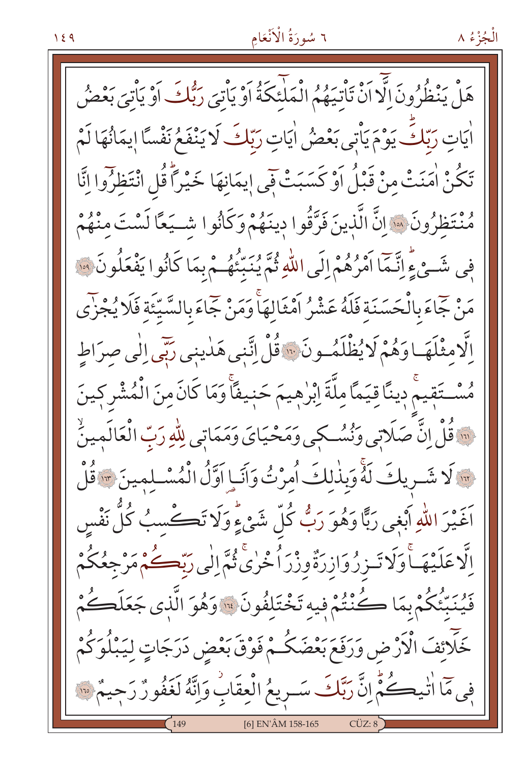هَلْ يَنْظُرُونَ اِلَّٓا اَنْ تَاْتِيَهُمُ الْمَلٰٓئِكَةُ اَوْ يَاْتِيَ رَبُّكَ اَوْ يَاْتِيَ بَعْضُ اٰيَاتِ رَبِّكَۜ يَوْمَ يَاْتِي بَعْضُ اٰيَاتِ رَبِّكَ لَا يَنْفَعُ نَفْسًا اِيمَانُهَا لَمْ تَكُنْ اٰمَنَتْ مِنْ قَبْلُ اَوْ كَسَبَتْ فٖٓي اِيمَانِهَا خَيْرًاۜ قُلِ انْتَظِرُٓوا اِنَّا مُنْتَظِرُونَ ﴿١٥٨﴾ اِنَّ الَّذٖينَ فَرَّقُوا دٖينَهُمْ وَكَانُوا شِيَعًا لَسْتَ مِنْهُمْ فٖي شَيْءٍۜ اِنَّمَٓا اَمْرُهُمْ اِلَى اللّٰهِ ثُمَّ يُنَبِّئُهُمْ بِمَا كَانُوا يَفْعَلُونَ ﴿١٥٩﴾ مَنْ جَٓاءَ بِالْحَسَنَةِ فَلَهُ عَشْرُ اَمْثَالِهَاۚ وَمَنْ جَٓاءَ بِالسَّيِّئَةِ فَلَا يُجْزٰٓى اِلَّا مِثْلَهَا وَهُمْ لَا يُظْلَمُونَ ﴿١٦٠﴾ قُلْ اِنَّنٖي هَدٰينٖي رَبّٖٓي اِلٰى صِرَاطٍ مُسْتَقٖيمٍۚ دٖينًا قِيَمًا مِلَّةَ اِبْرٰهٖيمَ حَنٖيفًاۚ وَمَا كَانَ مِنَ الْمُشْرِكٖينَ ﴿١٦١﴾ قُلْ اِنَّ صَلَاتٖي وَنُسُكٖي وَمَحْيَايَ وَمَمَاتٖي لِلّٰهِ رَبِّ الْعَالَمٖينَۙ ﴿١٦٢﴾ لَا شَرٖيكَ لَهُۚ وَبِذٰلِكَ اُمِرْتُ وَاَنَا۬ اَوَّلُ الْمُسْلِمٖينَ ﴿١٦٣﴾ قُلْ اَغَيْرَ اللّٰهِ اَبْغٖي رَبًّا وَهُوَ رَبُّ كُلِّ شَيْءٍۜ وَلَا تَكْسِبُ كُلُّ نَفْسٍ اِلَّا عَلَيْهَاۚ وَلَا تَزِرُ وَازِرَةٌ وِزْرَ اُخْرٰىۚ ثُمَّ اِلٰى رَبِّكُمْ مَرْجِعُكُمْ فَيُنَبِّئُكُمْ بِمَا كُنْتُمْ فٖيهِ تَخْتَلِفُونَ ﴿١٦٤﴾ وَهُوَ الَّذٖي جَعَلَكُمْ خَلَٓائِفَ الْاَرْضِ وَرَفَعَ بَعْضَكُمْ فَوْقَ بَعْضٍ دَرَجَاتٍ لِيَبْلُوَكُمْ فٖي مَٓا اٰتٰيكُمْۜ اِنَّ رَبَّكَ سَرٖيعُ الْعِقَابِۘ وَاِنَّهُ لَغَفُورٌ رَحٖيمٌ ﴿١٦٥﴾

[6] EN'ÂM 158-165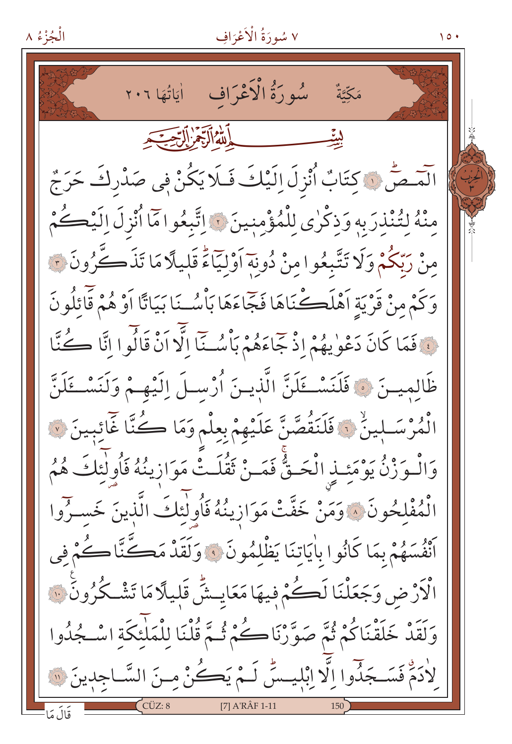مَكِّيَّةٌ سُورَةُ الْاَعْرَافِ اٰيَاتُهَا ٢٠٦

بِسْمِ اللّٰهِ الرَّحْمٰنِ الرَّح۪يمِ

الٓمٓصٓ ۚ ﴿١﴾ كِتَابٌ اُنْزِلَ اِلَيْكَ فَلَا يَكُنْ ف۪ي صَدْرِكَ حَرَجٌ مِنْهُ لِتُنْذِرَ بِه۪ وَذِكْرٰى لِلْمُؤْمِن۪ينَ ﴿٢﴾ اِتَّبِعُوا مَٓا اُنْزِلَ اِلَيْكُمْ مِنْ رَبِّكُمْ وَلَا تَتَّبِعُوا مِنْ دُونِه۪ٓ اَوْلِيَٓاءَۜ قَل۪يلًا مَا تَذَكَّرُونَ ﴿٣﴾ وَكَمْ مِنْ قَرْيَةٍ اَهْلَكْنَاهَا فَجَٓاءَهَا بَأْسُنَا بَيَاتًا اَوْ هُمْ قَٓائِلُونَ ﴿٤﴾ فَمَا كَانَ دَعْوٰيهُمْ اِذْ جَٓاءَهُمْ بَأْسُنَٓا اِلَّٓا اَنْ قَالُٓوا اِنَّا كُنَّا ظَالِم۪ينَ ﴿٥﴾ فَلَنَسْـَٔلَنَّ الَّذ۪ينَ اُرْسِلَ اِلَيْهِمْ وَلَنَسْـَٔلَنَّ الْمُرْسَل۪ينَۙ ﴿٦﴾ فَلَنَقُصَّنَّ عَلَيْهِمْ بِعِلْمٍ وَمَا كُنَّا غَٓائِب۪ينَ ﴿٧﴾ وَالْوَزْنُ يَوْمَئِذٍ الْحَقُّۚ فَمَنْ ثَقُلَتْ مَوَاز۪ينُهُ فَاُو۬لٰٓئِكَ هُمُ الْمُفْلِحُونَ ﴿٨﴾ وَمَنْ خَفَّتْ مَوَاز۪ينُهُ فَاُو۬لٰٓئِكَ الَّذ۪ينَ خَسِرُٓوا اَنْفُسَهُمْ بِمَا كَانُوا بِاٰيَاتِنَا يَظْلِمُونَ ﴿٩﴾ وَلَقَدْ مَكَّنَّاكُمْ فِي الْاَرْضِ وَجَعَلْنَا لَكُمْ ف۪يهَا مَعَايِشَۜ قَل۪يلًا مَا تَشْكُرُونَ ﴿١٠﴾ وَلَقَدْ خَلَقْنَاكُمْ ثُمَّ صَوَّرْنَاكُمْ ثُمَّ قُلْنَا لِلْمَلٰٓئِكَةِ اسْجُدُوا لِاٰدَمَۗ فَسَجَدُٓوا اِلَّٓا اِبْل۪يسَۜ لَمْ يَكُنْ مِنَ السَّاجِد۪ينَ ﴿١١﴾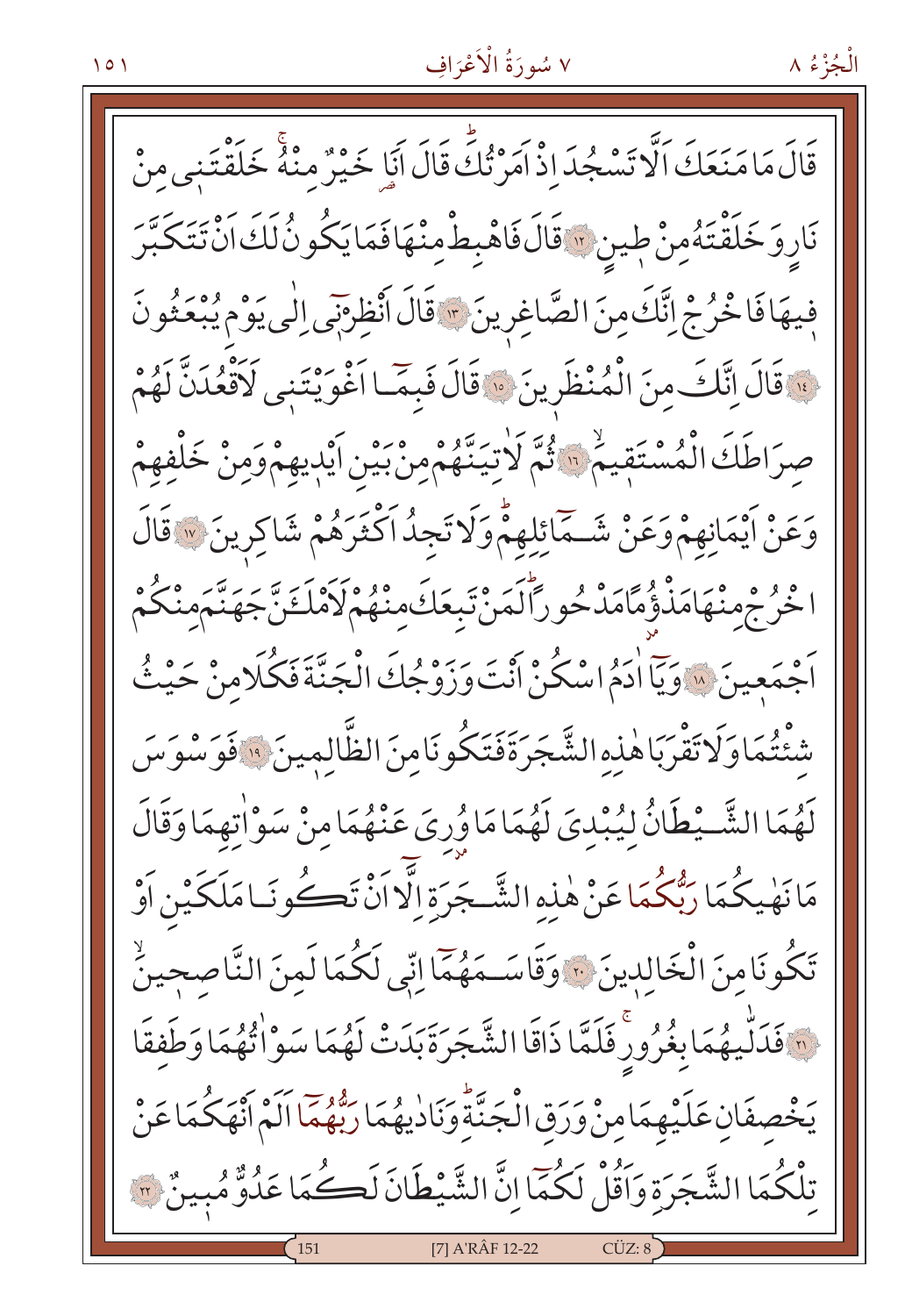قَالَ مَا مَنَعَكَ اَلَّا تَسْجُدَ اِذْ اَمَرْتُكَۜ قَالَ اَنَا۬ خَيْرٌ مِنْهُۚ خَلَقْتَن۪ي مِنْ نَارٍ وَخَلَقْتَهُ مِنْ ط۪ينٍ ﴿١٢﴾ قَالَ فَاهْبِطْ مِنْهَا فَمَا يَكُونُ لَكَ اَنْ تَتَكَبَّرَ ف۪يهَا فَاخْرُجْ اِنَّكَ مِنَ الصَّاغِر۪ينَ ﴿١٣﴾ قَالَ اَنْظِرْن۪ٓي اِلٰى يَوْمِ يُبْعَثُونَ ﴿١٤﴾ قَالَ اِنَّكَ مِنَ الْمُنْظَر۪ينَ ﴿١٥﴾ قَالَ فَبِمَٓا اَغْوَيْتَن۪ي لَاَقْعُدَنَّ لَهُمْ صِرَاطَكَ الْمُسْتَق۪يمَۙ ﴿١٦﴾ ثُمَّ لَاٰتِيَنَّهُمْ مِنْ بَيْنِ اَيْد۪يهِمْ وَمِنْ خَلْفِهِمْ وَعَنْ اَيْمَانِهِمْ وَعَنْ شَمَٓائِلِهِمْۜ وَلَا تَجِدُ اَكْثَرَهُمْ شَاكِر۪ينَ ﴿١٧﴾ قَالَ اخْرُجْ مِنْهَا مَذْؤُ۫مًا مَدْحُورًاۜ لَمَنْ تَبِعَكَ مِنْهُمْ لَاَمْلَـَٔنَّ جَهَنَّمَ مِنْكُمْ اَجْمَع۪ينَ ﴿١٨﴾ وَيَٓا اٰدَمُ اسْكُنْ اَنْتَ وَزَوْجُكَ الْجَنَّةَ فَكُلَا مِنْ حَيْثُ شِئْتُمَا وَلَا تَقْرَبَا هٰذِهِ الشَّجَرَةَ فَتَكُونَا مِنَ الظَّالِم۪ينَ ﴿١٩﴾ فَوَسْوَسَ لَهُمَا الشَّيْطَانُ لِيُبْدِيَ لَهُمَا مَا وُۨرِيَ عَنْهُمَا مِنْ سَوْاٰتِهِمَا وَقَالَ مَا نَهٰيكُمَا رَبُّكُمَا عَنْ هٰذِهِ الشَّجَرَةِ اِلَّٓا اَنْ تَكُونَا مَلَكَيْنِ اَوْ تَكُونَا مِنَ الْخَالِد۪ينَ ﴿٢٠﴾ وَقَاسَمَهُمَٓا اِنّ۪ي لَكُمَا لَمِنَ النَّاصِح۪ينَۙ ﴿٢١﴾ فَدَلّٰيهُمَا بِغُرُورٍۚ فَلَمَّا ذَاقَا الشَّجَرَةَ بَدَتْ لَهُمَا سَوْاٰتُهُمَا وَطَفِقَا يَخْصِفَانِ عَلَيْهِمَا مِنْ وَرَقِ الْجَنَّةِۜ وَنَادٰيهُمَا رَبُّهُمَٓا اَلَمْ اَنْهَكُمَا عَنْ تِلْكُمَا الشَّجَرَةِ وَاَقُلْ لَكُمَٓا اِنَّ الشَّيْطَانَ لَكُمَا عَدُوٌّ مُب۪ينٌ ﴿٢٢﴾

[7] A'RÂF 12-22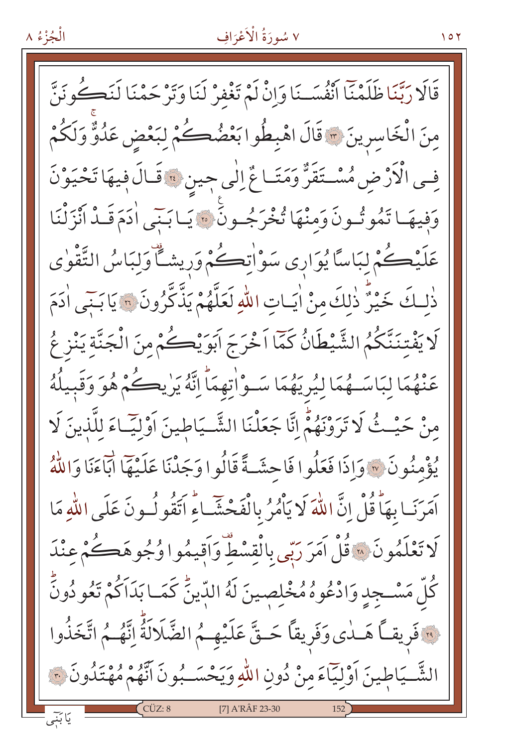قَالَا رَبَّنَا ظَلَمْنَٓا اَنْفُسَنَا وَاِنْ لَمْ تَغْفِرْ لَنَا وَتَرْحَمْنَا لَنَكُونَنَّ مِنَ الْخَاسِر۪ينَ ﴿٢٣﴾ قَالَ اهْبِطُوا بَعْضُكُمْ لِبَعْضٍ عَدُوٌّۚ وَلَكُمْ فِي الْاَرْضِ مُسْتَقَرٌّ وَمَتَاعٌ اِلٰى ح۪ينٍ ﴿٢٤﴾ قَالَ ف۪يهَا تَحْيَوْنَ وَف۪يهَا تَمُوتُونَ وَمِنْهَا تُخْرَجُونَ ﴿٢٥﴾ يَا بَن۪ٓي اٰدَمَ قَدْ اَنْزَلْنَا عَلَيْكُمْ لِبَاساً يُوَار۪ي سَوْاٰتِكُمْ وَر۪يشاًۜ وَلِبَاسُ التَّقْوٰى ذٰلِكَ خَيْرٌۜ ذٰلِكَ مِنْ اٰيَاتِ اللّٰهِ لَعَلَّهُمْ يَذَّكَّرُونَ ﴿٢٦﴾ يَا بَن۪ٓي اٰدَمَ لَا يَفْتِنَنَّكُمُ الشَّيْطَانُ كَمَٓا اَخْرَجَ اَبَوَيْكُمْ مِنَ الْجَنَّةِ يَنْزِعُ عَنْهُمَا لِبَاسَهُمَا لِيُرِيَهُمَا سَوْاٰتِهِمَاۜ اِنَّهُ يَرٰيكُمْ هُوَ وَقَب۪يلُهُ مِنْ حَيْثُ لَا تَرَوْنَهُمْۜ اِنَّا جَعَلْنَا الشَّيَاط۪ينَ اَوْلِيَٓاءَ لِلَّذ۪ينَ لَا يُؤْمِنُونَ ﴿٢٧﴾ وَاِذَا فَعَلُوا فَاحِشَةً قَالُوا وَجَدْنَا عَلَيْهَٓا اٰبَٓاءَنَا وَاللّٰهُ اَمَرَنَا بِهَاۜ قُلْ اِنَّ اللّٰهَ لَا يَأْمُرُ بِالْفَحْشَٓاءِۜ اَتَقُولُونَ عَلَى اللّٰهِ مَا لَا تَعْلَمُونَ ﴿٢٨﴾ قُلْ اَمَرَ رَبّ۪ي بِالْقِسْطِۜ وَاَق۪يمُوا وُجُوهَكُمْ عِنْدَ كُلِّ مَسْجِدٍ وَادْعُوهُ مُخْلِص۪ينَ لَهُ الدّ۪ينَۜ كَمَا بَدَاَكُمْ تَعُودُونَۜ ﴿٢٩﴾ فَر۪يقاً هَدٰى وَفَر۪يقاً حَقَّ عَلَيْهِمُ الضَّلَالَةُۜ اِنَّهُمُ اتَّخَذُوا الشَّيَاط۪ينَ اَوْلِيَٓاءَ مِنْ دُونِ اللّٰهِ وَيَحْسَبُونَ اَنَّهُمْ مُهْتَدُونَ ﴿٣٠﴾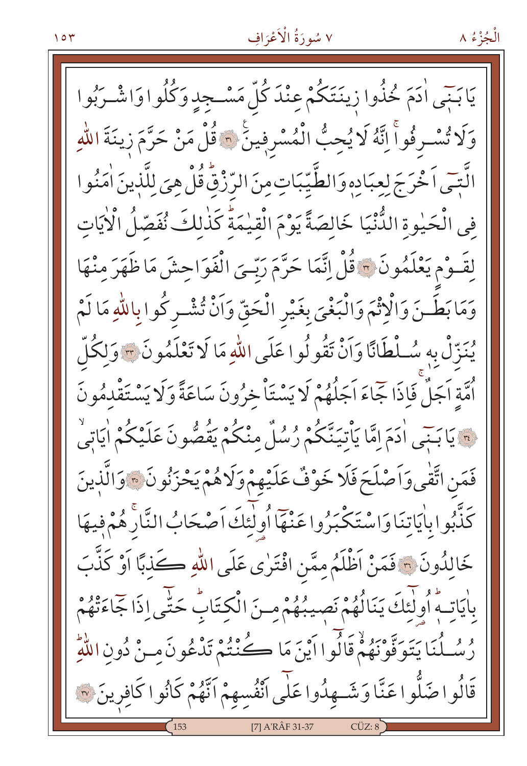يَا بَنٖيٓ اٰدَمَ خُذُوا زٖينَتَكُمْ عِنْدَ كُلِّ مَسْجِدٍ وَكُلُوا وَاشْرَبُوا وَلَا تُسْرِفُواۚ اِنَّهُ لَا يُحِبُّ الْمُسْرِفٖينَ ﴿٣١﴾ قُلْ مَنْ حَرَّمَ زٖينَةَ اللّٰهِ الَّتٖٓي اَخْرَجَ لِعِبَادِهٖ وَالطَّيِّبَاتِ مِنَ الرِّزْقِۜ قُلْ هِيَ لِلَّذٖينَ اٰمَنُوا فِي الْحَيٰوةِ الدُّنْيَا خَالِصَةً يَوْمَ الْقِيٰمَةِۜ كَذٰلِكَ نُفَصِّلُ الْاٰيَاتِ لِقَوْمٍ يَعْلَمُونَ ﴿٣٢﴾ قُلْ اِنَّمَا حَرَّمَ رَبِّيَ الْفَوَاحِشَ مَا ظَهَرَ مِنْهَا وَمَا بَطَنَ وَالْاِثْمَ وَالْبَغْيَ بِغَيْرِ الْحَقِّ وَاَنْ تُشْرِكُوا بِاللّٰهِ مَا لَمْ يُنَزِّلْ بِهٖ سُلْطَانًا وَاَنْ تَقُولُوا عَلَى اللّٰهِ مَا لَا تَعْلَمُونَ ﴿٣٣﴾ وَلِكُلِّ اُمَّةٍ اَجَلٌۚ فَاِذَا جَٓاءَ اَجَلُهُمْ لَا يَسْتَأْخِرُونَ سَاعَةً وَلَا يَسْتَقْدِمُونَ ﴿٣٤﴾ يَا بَنٖيٓ اٰدَمَ اِمَّا يَأْتِيَنَّكُمْ رُسُلٌ مِنْكُمْ يَقُصُّونَ عَلَيْكُمْ اٰيَاتٖيۙ فَمَنِ اتَّقٰى وَاَصْلَحَ فَلَا خَوْفٌ عَلَيْهِمْ وَلَا هُمْ يَحْزَنُونَ ﴿٣٥﴾ وَالَّذٖينَ كَذَّبُوا بِاٰيَاتِنَا وَاسْتَكْبَرُوا عَنْهَٓا اُولٰٓئِكَ اَصْحَابُ النَّارِۚ هُمْ فٖيهَا خَالِدُونَ ﴿٣٦﴾ فَمَنْ اَظْلَمُ مِمَّنِ افْتَرٰى عَلَى اللّٰهِ كَذِبًا اَوْ كَذَّبَ بِاٰيَاتِهٖۜ اُولٰٓئِكَ يَنَالُهُمْ نَصٖيبُهُمْ مِنَ الْكِتَابِۜ حَتّٰٓى اِذَا جَٓاءَتْهُمْ رُسُلُنَا يَتَوَفَّوْنَهُمْۙ قَالُٓوا اَيْنَ مَا كُنْتُمْ تَدْعُونَ مِنْ دُونِ اللّٰهِۜ قَالُوا ضَلُّوا عَنَّا وَشَهِدُوا عَلٰٓى اَنْفُسِهِمْ اَنَّهُمْ كَانُوا كَافِرٖينَ ﴿٣٧﴾

[7] A'RÂF 31-37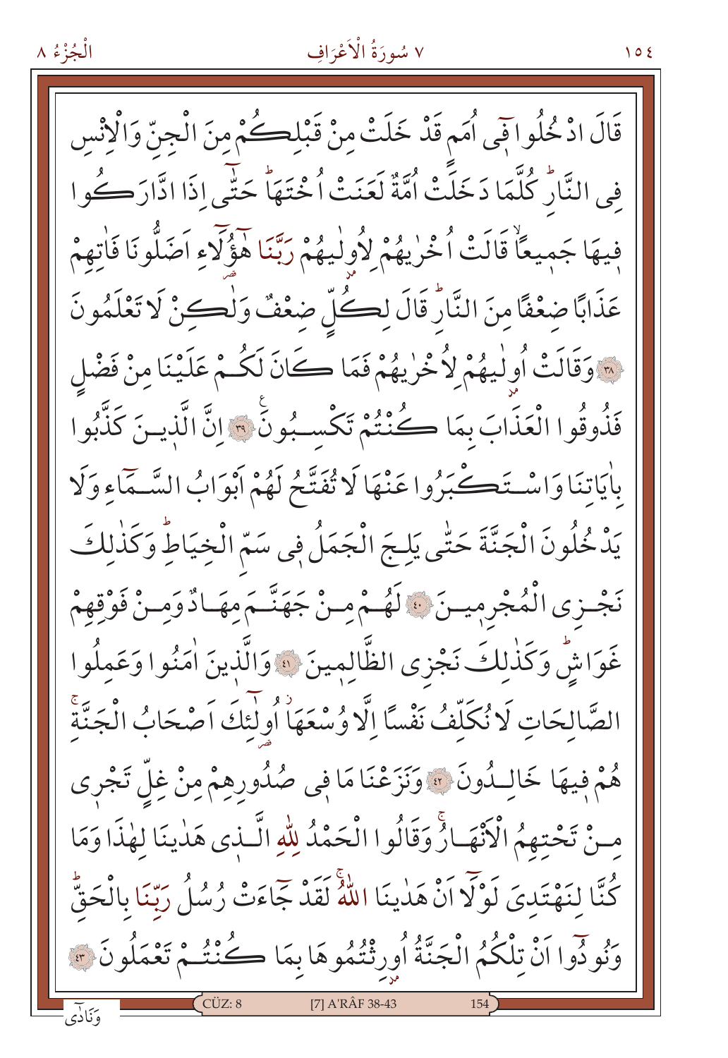قَالَ ادْخُلُوا فٖٓى اُمَمٍ قَدْ خَلَتْ مِنْ قَبْلِكُمْ مِنَ الْجِنِّ وَالْاِنْسِ فِى النَّارِۜ كُلَّمَا دَخَلَتْ اُمَّةٌ لَعَنَتْ اُخْتَهَاۜ حَتّٰٓى اِذَا ادَّارَكُوا فٖيهَا جَمٖيعًاۙ قَالَتْ اُخْرٰيهُمْ لِاُولٰيهُمْ رَبَّنَا هٰٓؤُلَٓاءِ اَضَلُّونَا فَاٰتِهِمْ عَذَابًا ضِعْفًا مِنَ النَّارِۜ قَالَ لِكُلٍّ ضِعْفٌ وَلٰكِنْ لَا تَعْلَمُونَ ﴿٣٨﴾ وَقَالَتْ اُولٰيهُمْ لِاُخْرٰيهُمْ فَمَا كَانَ لَكُمْ عَلَيْنَا مِنْ فَضْلٍ فَذُوقُوا الْعَذَابَ بِمَا كُنْتُمْ تَكْسِبُونَ ﴿٣٩﴾ اِنَّ الَّذٖينَ كَذَّبُوا بِاٰيَاتِنَا وَاسْتَكْبَرُوا عَنْهَا لَا تُفَتَّحُ لَهُمْ اَبْوَابُ السَّمَٓاءِ وَلَا يَدْخُلُونَ الْجَنَّةَ حَتّٰى يَلِجَ الْجَمَلُ فٖى سَمِّ الْخِيَاطِۜ وَكَذٰلِكَ نَجْزِى الْمُجْرِمٖينَ ﴿٤٠﴾ لَهُمْ مِنْ جَهَنَّمَ مِهَادٌ وَمِنْ فَوْقِهِمْ غَوَاشٍۜ وَكَذٰلِكَ نَجْزِى الظَّالِمٖينَ ﴿٤١﴾ وَالَّذٖينَ اٰمَنُوا وَعَمِلُوا الصَّالِحَاتِ لَا نُكَلِّفُ نَفْسًا اِلَّا وُسْعَهَاۘ اُولٰٓئِكَ اَصْحَابُ الْجَنَّةِۚ هُمْ فٖيهَا خَالِدُونَ ﴿٤٢﴾ وَنَزَعْنَا مَا فٖى صُدُورِهِمْ مِنْ غِلٍّ تَجْرٖى مِنْ تَحْتِهِمُ الْاَنْهَارُۚ وَقَالُوا الْحَمْدُ لِلّٰهِ الَّذٖى هَدٰينَا لِهٰذَا وَمَا كُنَّا لِنَهْتَدِىَ لَوْلَٓا اَنْ هَدٰينَا اللّٰهُۚ لَقَدْ جَٓاءَتْ رُسُلُ رَبِّنَا بِالْحَقِّۜ وَنُودُٓوا اَنْ تِلْكُمُ الْجَنَّةُ اُورِثْتُمُوهَا بِمَا كُنْتُمْ تَعْمَلُونَ ﴿٤٣﴾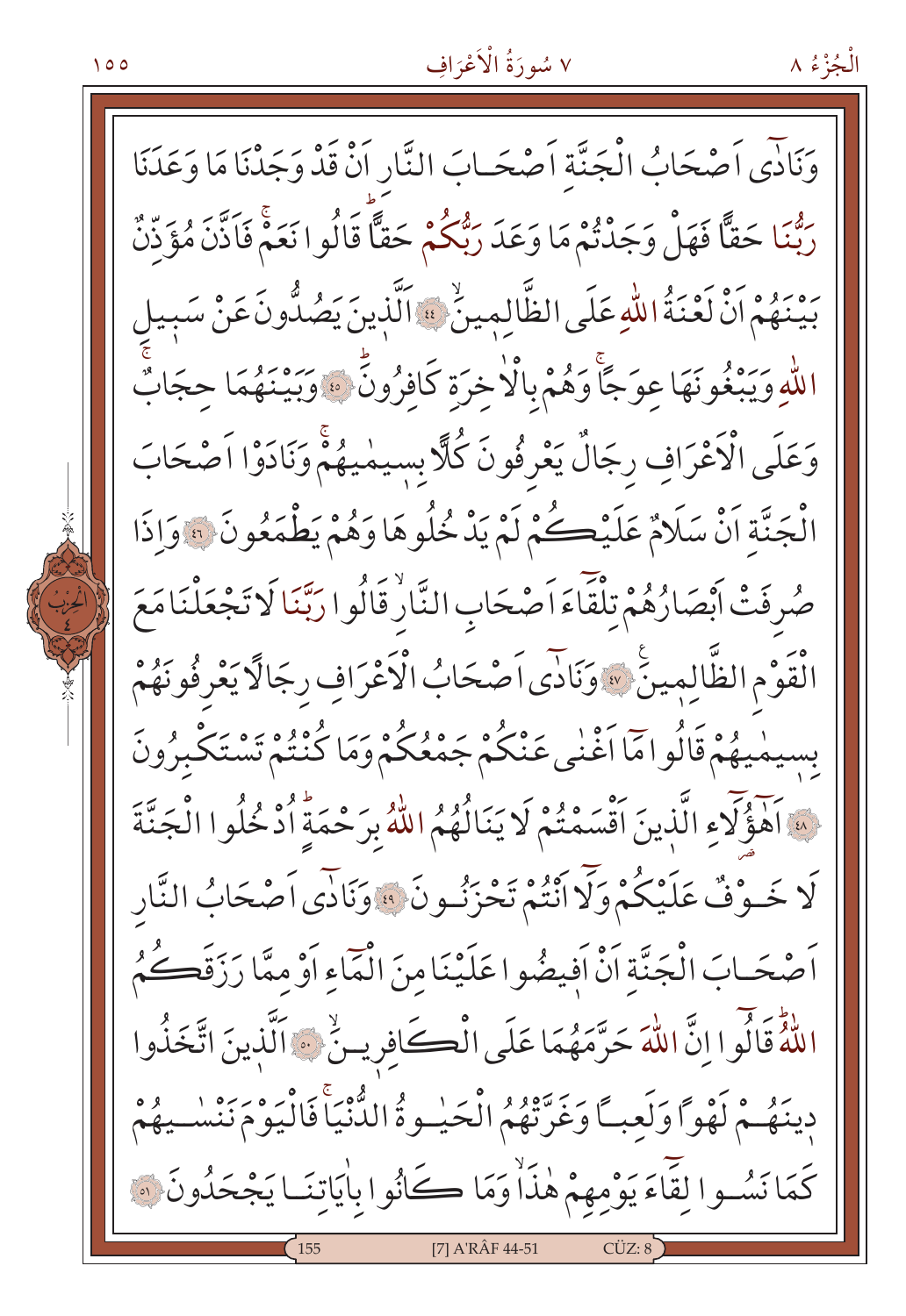وَنَادٰٓى اَصْحَابُ الْجَنَّةِ اَصْحَابَ النَّارِ اَنْ قَدْ وَجَدْنَا مَا وَعَدَنَا رَبُّنَا حَقًّا فَهَلْ وَجَدْتُمْ مَا وَعَدَ رَبُّكُمْ حَقًّاۜ قَالُوا نَعَمْۚ فَاَذَّنَ مُؤَذِّنٌ بَيْنَهُمْ اَنْ لَعْنَةُ اللّٰهِ عَلَى الظَّالِمينَۙ ﴿٤٤﴾ اَلَّذينَ يَصُدُّونَ عَنْ سَبيلِ اللّٰهِ وَيَبْغُونَهَا عِوَجًاۚ وَهُمْ بِالْاٰخِرَةِ كَافِرُونَۢ ﴿٤٥﴾ وَبَيْنَهُمَا حِجَابٌۚ وَعَلَى الْاَعْرَافِ رِجَالٌ يَعْرِفُونَ كُلًّا بِسيمٰيهُمْۚ وَنَادَوْا اَصْحَابَ الْجَنَّةِ اَنْ سَلَامٌ عَلَيْكُمْ لَمْ يَدْخُلُوهَا وَهُمْ يَطْمَعُونَ ﴿٤٦﴾ وَاِذَا صُرِفَتْ اَبْصَارُهُمْ تِلْقَٓاءَ اَصْحَابِ النَّارِۙ قَالُوا رَبَّنَا لَا تَجْعَلْنَا مَعَ الْقَوْمِ الظَّالِمينَۙ ﴿٤٧﴾ وَنَادٰٓى اَصْحَابُ الْاَعْرَافِ رِجَالًا يَعْرِفُونَهُمْ بِسيمٰيهُمْ قَالُوا مَٓا اَغْنٰى عَنْكُمْ جَمْعُكُمْ وَمَا كُنْتُمْ تَسْتَكْبِرُونَ ﴿٤٨﴾ اَهٰٓؤُلَٓاءِ الَّذينَ اَقْسَمْتُمْ لَا يَنَالُهُمُ اللّٰهُ بِرَحْمَةٍۜ اُدْخُلُوا الْجَنَّةَ لَا خَوْفٌ عَلَيْكُمْ وَلَٓا اَنْتُمْ تَحْزَنُونَ ﴿٤٩﴾ وَنَادٰٓى اَصْحَابُ النَّارِ اَصْحَابَ الْجَنَّةِ اَنْ اَفيضُوا عَلَيْنَا مِنَ الْمَٓاءِ اَوْ مِمَّا رَزَقَكُمُ اللّٰهُۜ قَالُٓوا اِنَّ اللّٰهَ حَرَّمَهُمَا عَلَى الْكَافِرينَۙ ﴿٥٠﴾ اَلَّذينَ اتَّخَذُوا دينَهُمْ لَهْوًا وَلَعِبًا وَغَرَّتْهُمُ الْحَيٰوةُ الدُّنْيَاۚ فَالْيَوْمَ نَنْسٰيهُمْ كَمَا نَسُوا لِقَٓاءَ يَوْمِهِمْ هٰذَاۙ وَمَا كَانُوا بِاٰيَاتِنَا يَجْحَدُونَ ﴿٥١﴾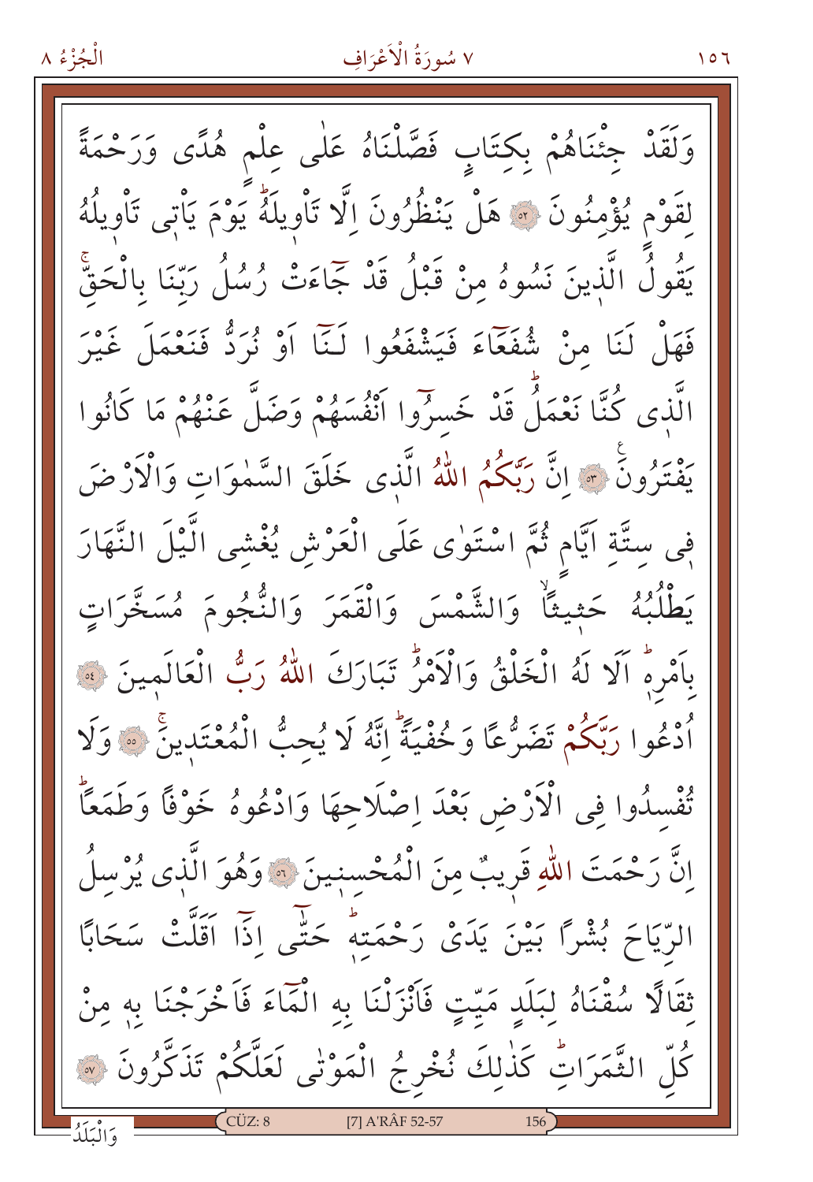وَلَقَدْ جِئْنَاهُمْ بِكِتَابٍ فَصَّلْنَاهُ عَلٰى عِلْمٍ هُدًى وَرَحْمَةً لِقَوْمٍ يُؤْمِنُونَ ﴿٥٢﴾ هَلْ يَنْظُرُونَ اِلَّا تَأْوِيلَهُۜ يَوْمَ يَأْتِى تَأْوِيلُهُ يَقُولُ الَّذِينَ نَسُوهُ مِنْ قَبْلُ قَدْ جَٓاءَتْ رُسُلُ رَبِّنَا بِالْحَقِّۚ فَهَلْ لَنَا مِنْ شُفَعَٓاءَ فَيَشْفَعُوا لَنَٓا اَوْ نُرَدُّ فَنَعْمَلَ غَيْرَ الَّذِى كُنَّا نَعْمَلُۜ قَدْ خَسِرُٓوا اَنْفُسَهُمْ وَضَلَّ عَنْهُمْ مَا كَانُوا يَفْتَرُونَ ﴿٥٣﴾ اِنَّ رَبَّكُمُ اللّٰهُ الَّذِى خَلَقَ السَّمٰوَاتِ وَالْاَرْضَ فِى سِتَّةِ اَيَّامٍ ثُمَّ اسْتَوٰى عَلَى الْعَرْشِ يُغْشِى الَّيْلَ النَّهَارَ يَطْلُبُهُ حَثِيثًاۙ وَالشَّمْسَ وَالْقَمَرَ وَالنُّجُومَ مُسَخَّرَاتٍ بِاَمْرِهٖۜ اَلَا لَهُ الْخَلْقُ وَالْاَمْرُۜ تَبَارَكَ اللّٰهُ رَبُّ الْعَالَمِينَ ﴿٥٤﴾ اُدْعُوا رَبَّكُمْ تَضَرُّعًا وَخُفْيَةًۜ اِنَّهُ لَا يُحِبُّ الْمُعْتَدِينَۚ ﴿٥٥﴾ وَلَا تُفْسِدُوا فِى الْاَرْضِ بَعْدَ اِصْلَاحِهَا وَادْعُوهُ خَوْفًا وَطَمَعًاۜ اِنَّ رَحْمَتَ اللّٰهِ قَرِيبٌ مِنَ الْمُحْسِنِينَ ﴿٥٦﴾ وَهُوَ الَّذِى يُرْسِلُ الرِّيَاحَ بُشْرًا بَيْنَ يَدَىْ رَحْمَتِهٖۜ حَتّٰٓى اِذَٓا اَقَلَّتْ سَحَابًا ثِقَالًا سُقْنَاهُ لِبَلَدٍ مَيِّتٍ فَاَنْزَلْنَا بِهِ الْمَٓاءَ فَاَخْرَجْنَا بِهٖ مِنْ كُلِّ الثَّمَرَاتِۜ كَذٰلِكَ نُخْرِجُ الْمَوْتٰى لَعَلَّكُمْ تَذَكَّرُونَ ﴿٥٧﴾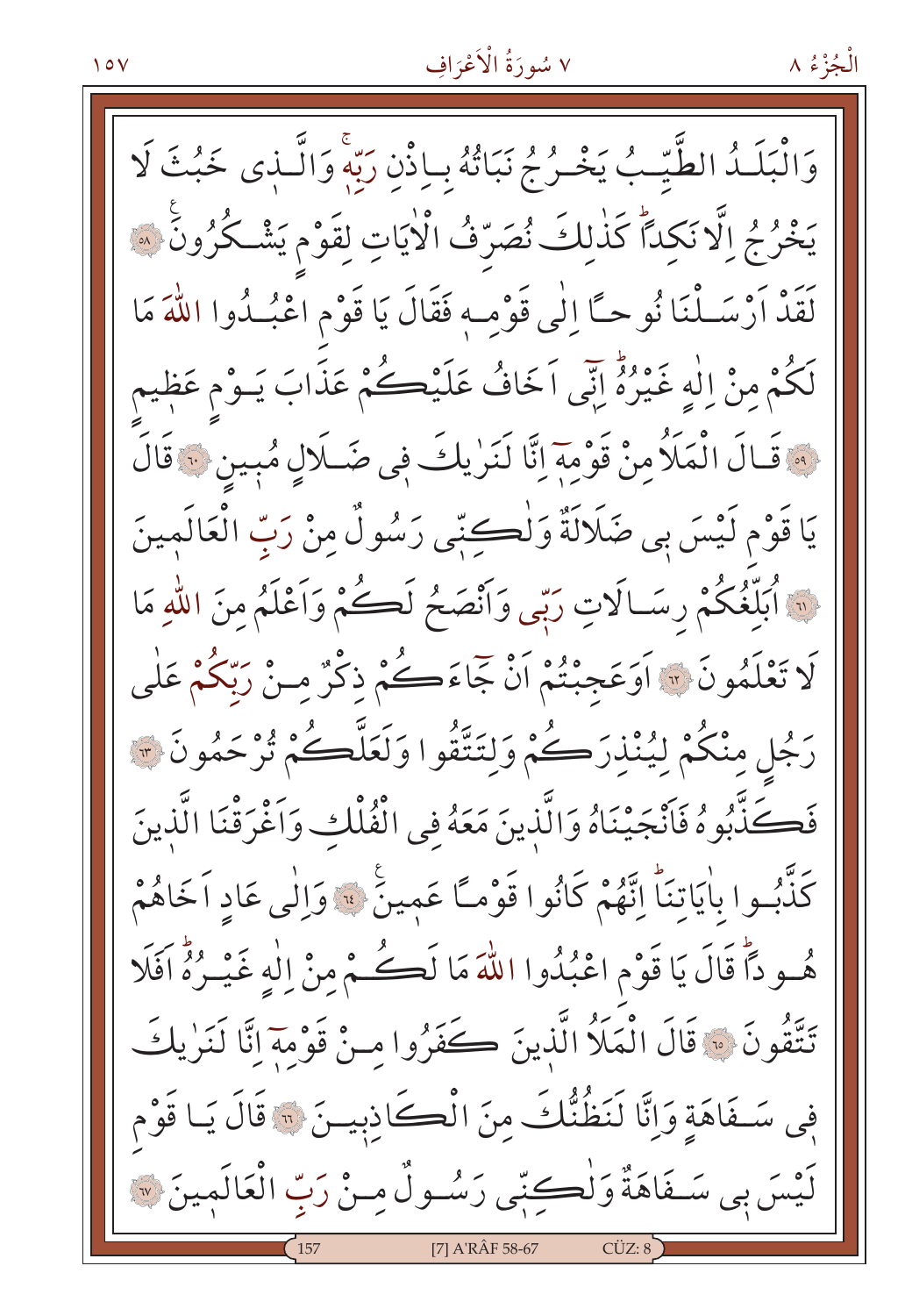وَالْبَلَدُ الطَّيِّبُ يَخْرُجُ نَبَاتُهُ بِاِذْنِ رَبِّهٖۚ وَالَّذٖى خَبُثَ لَا يَخْرُجُ اِلَّا نَكِداًۜ كَذٰلِكَ نُصَرِّفُ الْاٰيَاتِ لِقَوْمٍ يَشْكُرُونَ ﴿٥٨﴾ لَقَدْ اَرْسَلْنَا نُوحاً اِلٰى قَوْمِهٖ فَقَالَ يَا قَوْمِ اعْبُدُوا اللّٰهَ مَا لَكُمْ مِنْ اِلٰهٍ غَيْرُهُۜ اِنّٖى اَخَافُ عَلَيْكُمْ عَذَابَ يَوْمٍ عَظٖيمٍ ﴿٥٩﴾ قَالَ الْمَلَاُ مِنْ قَوْمِهٖٓ اِنَّا لَنَرٰيكَ فٖى ضَلَالٍ مُبٖينٍ ﴿٦٠﴾ قَالَ يَا قَوْمِ لَيْسَ بٖى ضَلَالَةٌ وَلٰكِنّٖى رَسُولٌ مِنْ رَبِّ الْعَالَمٖينَ ﴿٦١﴾ اُبَلِّغُكُمْ رِسَالَاتِ رَبّٖى وَاَنْصَحُ لَكُمْ وَاَعْلَمُ مِنَ اللّٰهِ مَا لَا تَعْلَمُونَ ﴿٦٢﴾ اَوَعَجِبْتُمْ اَنْ جَٓاءَكُمْ ذِكْرٌ مِنْ رَبِّكُمْ عَلٰى رَجُلٍ مِنْكُمْ لِيُنْذِرَكُمْ وَلِتَتَّقُوا وَلَعَلَّكُمْ تُرْحَمُونَ ﴿٦٣﴾ فَكَذَّبُوهُ فَاَنْجَيْنَاهُ وَالَّذٖينَ مَعَهُ فِى الْفُلْكِ وَاَغْرَقْنَا الَّذٖينَ كَذَّبُوا بِاٰيَاتِنَاۜ اِنَّهُمْ كَانُوا قَوْماً عَمٖينَ ﴿٦٤﴾ وَاِلٰى عَادٍ اَخَاهُمْ هُوداًۜ قَالَ يَا قَوْمِ اعْبُدُوا اللّٰهَ مَا لَكُمْ مِنْ اِلٰهٍ غَيْرُهُۜ اَفَلَا تَتَّقُونَ ﴿٦٥﴾ قَالَ الْمَلَاُ الَّذٖينَ كَفَرُوا مِنْ قَوْمِهٖٓ اِنَّا لَنَرٰيكَ فٖى سَفَاهَةٍ وَاِنَّا لَنَظُنُّكَ مِنَ الْكَاذِبٖينَ ﴿٦٦﴾ قَالَ يَا قَوْمِ لَيْسَ بٖى سَفَاهَةٌ وَلٰكِنّٖى رَسُولٌ مِنْ رَبِّ الْعَالَمٖينَ ﴿٦٧﴾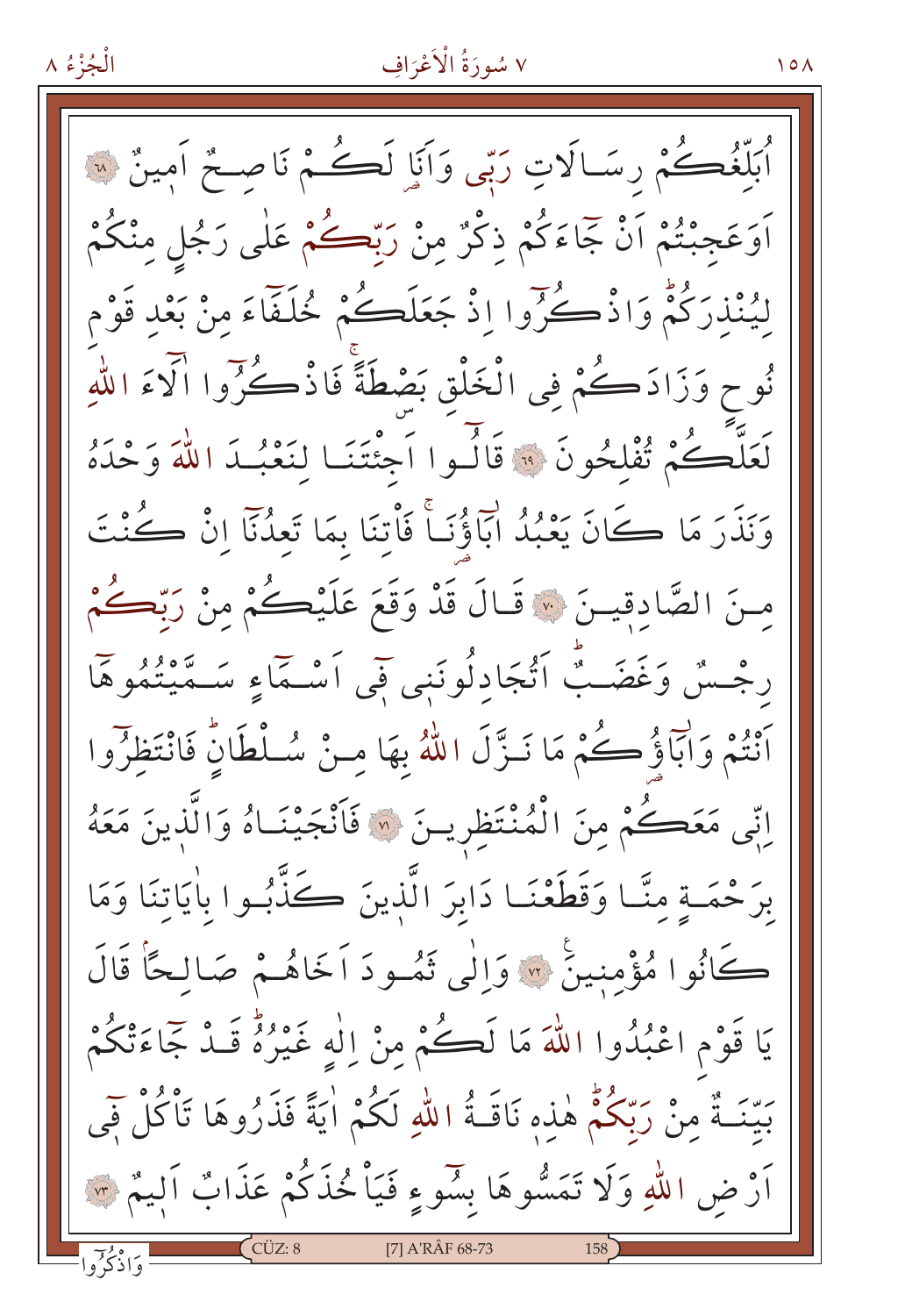اُبَلِّغُكُمْ رِسَالَاتِ رَبّ۪ي وَاَنَا لَكُمْ نَاصِحٌ اَم۪ينٌ ﴿٦٨﴾ اَوَعَجِبْتُمْ اَنْ جَٓاءَكُمْ ذِكْرٌ مِنْ رَبِّكُمْ عَلٰى رَجُلٍ مِنْكُمْ لِيُنْذِرَكُمْۜ وَاذْكُرُٓوا اِذْ جَعَلَكُمْ خُلَفَٓاءَ مِنْ بَعْدِ قَوْمِ نُوحٍ وَزَادَكُمْ فِي الْخَلْقِ بَصْطَةًۚ فَاذْكُرُٓوا اٰلَٓاءَ اللّٰهِ لَعَلَّكُمْ تُفْلِحُونَ ﴿٦٩﴾ قَالُٓوا اَجِئْتَنَا لِنَعْبُدَ اللّٰهَ وَحْدَهُ وَنَذَرَ مَا كَانَ يَعْبُدُ اٰبَٓاؤُ۬نَاۚ فَأْتِنَا بِمَا تَعِدُنَٓا اِنْ كُنْتَ مِنَ الصَّادِق۪ينَ ﴿٧٠﴾ قَالَ قَدْ وَقَعَ عَلَيْكُمْ مِنْ رَبِّكُمْ رِجْسٌ وَغَضَبٌۜ اَتُجَادِلُونَن۪ي ف۪ٓي اَسْمَٓاءٍ سَمَّيْتُمُوهَٓا اَنْتُمْ وَاٰبَٓاؤُ۬كُمْ مَا نَزَّلَ اللّٰهُ بِهَا مِنْ سُلْطَانٍۜ فَانْتَظِرُٓوا اِنّ۪ي مَعَكُمْ مِنَ الْمُنْتَظِر۪ينَ ﴿٧١﴾ فَاَنْجَيْنَاهُ وَالَّذ۪ينَ مَعَهُ بِرَحْمَةٍ مِنَّا وَقَطَعْنَا دَابِرَ الَّذ۪ينَ كَذَّبُوا بِاٰيَاتِنَا وَمَا كَانُوا مُؤْمِن۪ينَ ﴿٧٢﴾ وَاِلٰى ثَمُودَ اَخَاهُمْ صَالِحاًۢ قَالَ يَا قَوْمِ اعْبُدُوا اللّٰهَ مَا لَكُمْ مِنْ اِلٰهٍ غَيْرُهُۜ قَدْ جَٓاءَتْكُمْ بَيِّنَةٌ مِنْ رَبِّكُمْۜ هٰذِه۪ نَاقَةُ اللّٰهِ لَكُمْ اٰيَةً فَذَرُوهَا تَأْكُلْ ف۪ٓي اَرْضِ اللّٰهِ وَلَا تَمَسُّوهَا بِسُٓوءٍ فَيَأْخُذَكُمْ عَذَابٌ اَل۪يمٌ ﴿٧٣﴾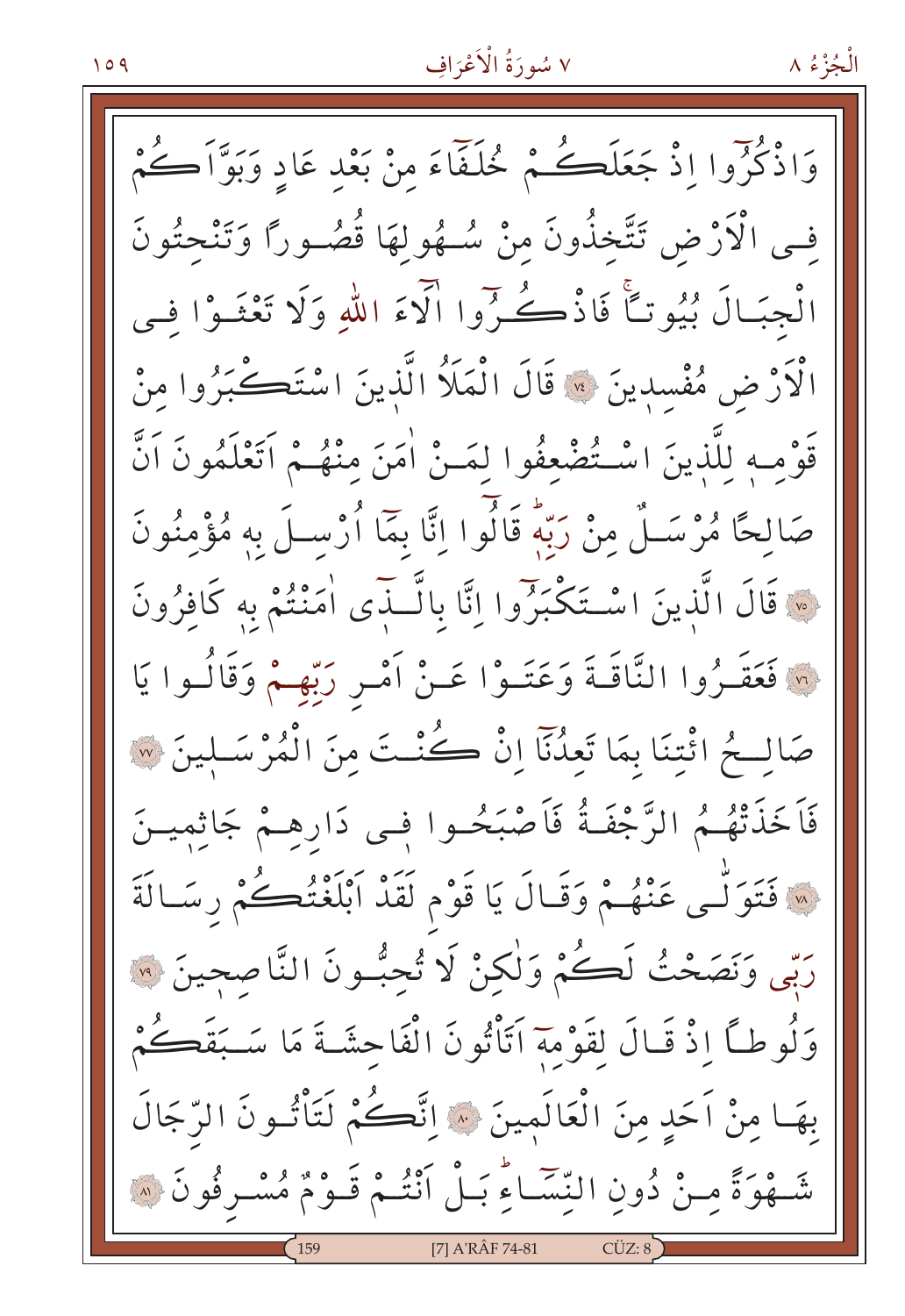وَاذْكُرُٓوا اِذْ جَعَلَكُمْ خُلَفَٓاءَ مِنْ بَعْدِ عَادٍ وَبَوَّاَكُمْ فِى الْاَرْضِ تَتَّخِذُونَ مِنْ سُهُولِهَا قُصُورًا وَتَنْحِتُونَ الْجِبَالَ بُيُوتًاۚ فَاذْكُرُٓوا اٰلَٓاءَ اللّٰهِ وَلَا تَعْثَوْا فِى الْاَرْضِ مُفْسِدِينَ ﴿٧٤﴾ قَالَ الْمَلَاُ الَّذِينَ اسْتَكْبَرُوا مِنْ قَوْمِهٖ لِلَّذِينَ اسْتُضْعِفُوا لِمَنْ اٰمَنَ مِنْهُمْ اَتَعْلَمُونَ اَنَّ صَالِحًا مُرْسَلٌ مِنْ رَبِّهٖۜ قَالُٓوا اِنَّا بِمَٓا اُرْسِلَ بِهٖ مُؤْمِنُونَ ﴿٧٥﴾ قَالَ الَّذِينَ اسْتَكْبَرُٓوا اِنَّا بِالَّذِٓى اٰمَنْتُمْ بِهٖ كَافِرُونَ ﴿٧٦﴾ فَعَقَرُوا النَّاقَةَ وَعَتَوْا عَنْ اَمْرِ رَبِّهِمْ وَقَالُوا يَا صَالِحُ ائْتِنَا بِمَا تَعِدُنَٓا اِنْ كُنْتَ مِنَ الْمُرْسَلِينَ ﴿٧٧﴾ فَاَخَذَتْهُمُ الرَّجْفَةُ فَاَصْبَحُوا فِى دَارِهِمْ جَاثِمِينَ ﴿٧٨﴾ فَتَوَلّٰى عَنْهُمْ وَقَالَ يَا قَوْمِ لَقَدْ اَبْلَغْتُكُمْ رِسَالَةَ رَبِّى وَنَصَحْتُ لَكُمْ وَلٰكِنْ لَا تُحِبُّونَ النَّاصِحِينَ ﴿٧٩﴾ وَلُوطًا اِذْ قَالَ لِقَوْمِهٖٓ اَتَاْتُونَ الْفَاحِشَةَ مَا سَبَقَكُمْ بِهَا مِنْ اَحَدٍ مِنَ الْعَالَمِينَ ﴿٨٠﴾ اِنَّكُمْ لَتَاْتُونَ الرِّجَالَ شَهْوَةً مِنْ دُونِ النِّسَٓاءِۜ بَلْ اَنْتُمْ قَوْمٌ مُسْرِفُونَ ﴿٨١﴾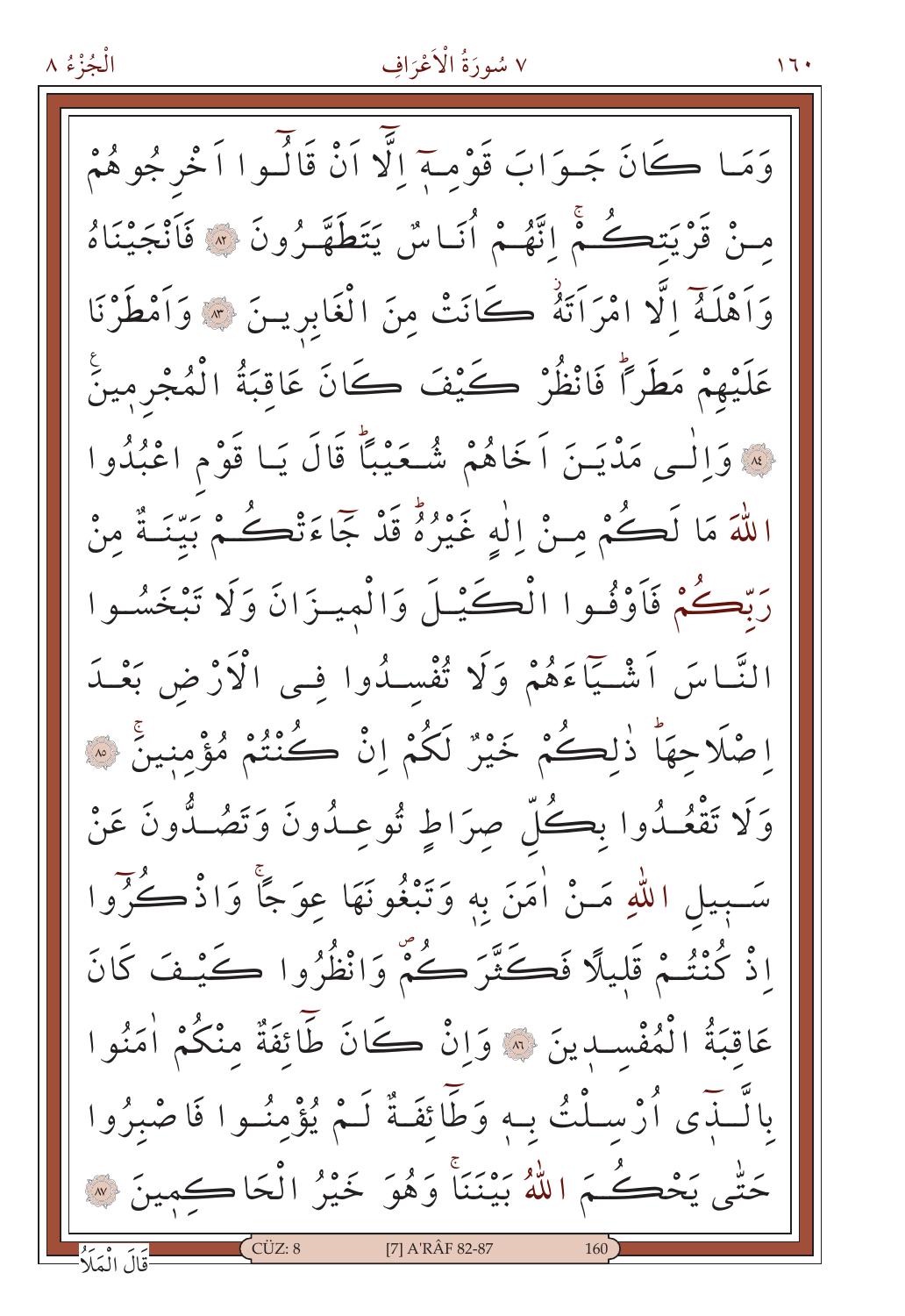وَمَا كَانَ جَوَابَ قَوْمِهٖٓ اِلَّٓا اَنْ قَالُٓوا اَخْرِجُوهُمْ مِنْ قَرْيَتِكُمْۚ اِنَّهُمْ اُنَاسٌ يَتَطَهَّرُونَ ﴿٨٢﴾ فَاَنْجَيْنَاهُ وَاَهْلَهُٓ اِلَّا امْرَاَتَهُۘ كَانَتْ مِنَ الْغَابِرِينَ ﴿٨٣﴾ وَاَمْطَرْنَا عَلَيْهِمْ مَطَراًۜ فَانْظُرْ كَيْفَ كَانَ عَاقِبَةُ الْمُجْرِمِينَ۟ ﴿٨٤﴾ وَاِلٰى مَدْيَنَ اَخَاهُمْ شُعَيْباًۜ قَالَ يَا قَوْمِ اعْبُدُوا اللّٰهَ مَا لَكُمْ مِنْ اِلٰهٍ غَيْرُهُۜ قَدْ جَٓاءَتْكُمْ بَيِّنَةٌ مِنْ رَبِّكُمْ فَاَوْفُوا الْكَيْلَ وَالْمِيزَانَ وَلَا تَبْخَسُوا النَّاسَ اَشْيَٓاءَهُمْ وَلَا تُفْسِدُوا فِي الْاَرْضِ بَعْدَ اِصْلَاحِهَاۜ ذٰلِكُمْ خَيْرٌ لَكُمْ اِنْ كُنْتُمْ مُؤْمِنِينَۚ ﴿٨٥﴾ وَلَا تَقْعُدُوا بِكُلِّ صِرَاطٍ تُوعِدُونَ وَتَصُدُّونَ عَنْ سَبِيلِ اللّٰهِ مَنْ اٰمَنَ بِهٖ وَتَبْغُونَهَا عِوَجاًۚ وَاذْكُرُٓوا اِذْ كُنْتُمْ قَلِيلاً فَكَثَّرَكُمْۖ وَانْظُرُوا كَيْفَ كَانَ عَاقِبَةُ الْمُفْسِدِينَ ﴿٨٦﴾ وَاِنْ كَانَ طَٓائِفَةٌ مِنْكُمْ اٰمَنُوا بِالَّذ۪ٓي اُرْسِلْتُ بِهٖ وَطَٓائِفَةٌ لَمْ يُؤْمِنُوا فَاصْبِرُوا حَتّٰى يَحْكُمَ اللّٰهُ بَيْنَنَاۚ وَهُوَ خَيْرُ الْحَاكِم۪ينَ ﴿٨٧﴾

قَالَ الْمَلَاُ